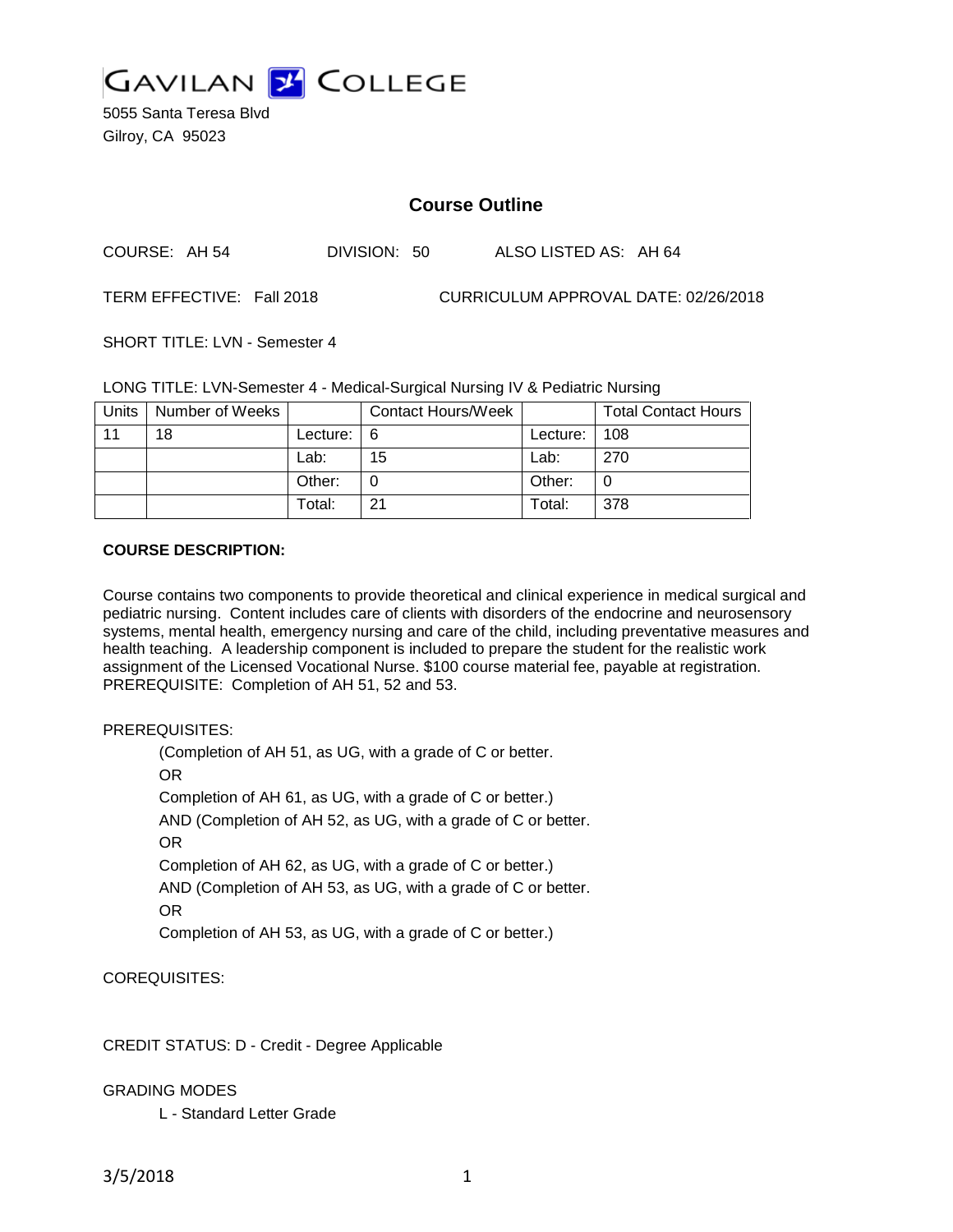GAVILAN COLLEGE

5055 Santa Teresa Blvd
Gilroy, CA 95023

## Course Outline

COURSE: AH 54 DIVISION: 50 ALSO LISTED AS: AH 64

TERM EFFECTIVE: Fall 2018 CURRICULUM APPROVAL DATE: 02/26/2018

SHORT TITLE: LVN - Semester 4

LONG TITLE: LVN-Semester 4 - Medical-Surgical Nursing IV & Pediatric Nursing

| Units | Number of Weeks | | Contact Hours/Week | | Total Contact Hours |
|---|---|---|---|---|---|
| 11 | 18 | Lecture: | 6 | Lecture: | 108 |
| | | Lab: | 15 | Lab: | 270 |
| | | Other: | 0 | Other: | 0 |
| | | Total: | 21 | Total: | 378 |

**COURSE DESCRIPTION:**

Course contains two components to provide theoretical and clinical experience in medical surgical and pediatric nursing. Content includes care of clients with disorders of the endocrine and neurosensory systems, mental health, emergency nursing and care of the child, including preventative measures and health teaching. A leadership component is included to prepare the student for the realistic work assignment of the Licensed Vocational Nurse. $100 course material fee, payable at registration. PREREQUISITE: Completion of AH 51, 52 and 53.

PREREQUISITES:

(Completion of AH 51, as UG, with a grade of C or better.
OR
Completion of AH 61, as UG, with a grade of C or better.)
AND (Completion of AH 52, as UG, with a grade of C or better.
OR
Completion of AH 62, as UG, with a grade of C or better.)
AND (Completion of AH 53, as UG, with a grade of C or better.
OR
Completion of AH 53, as UG, with a grade of C or better.)

COREQUISITES:

CREDIT STATUS: D - Credit - Degree Applicable

GRADING MODES

L - Standard Letter Grade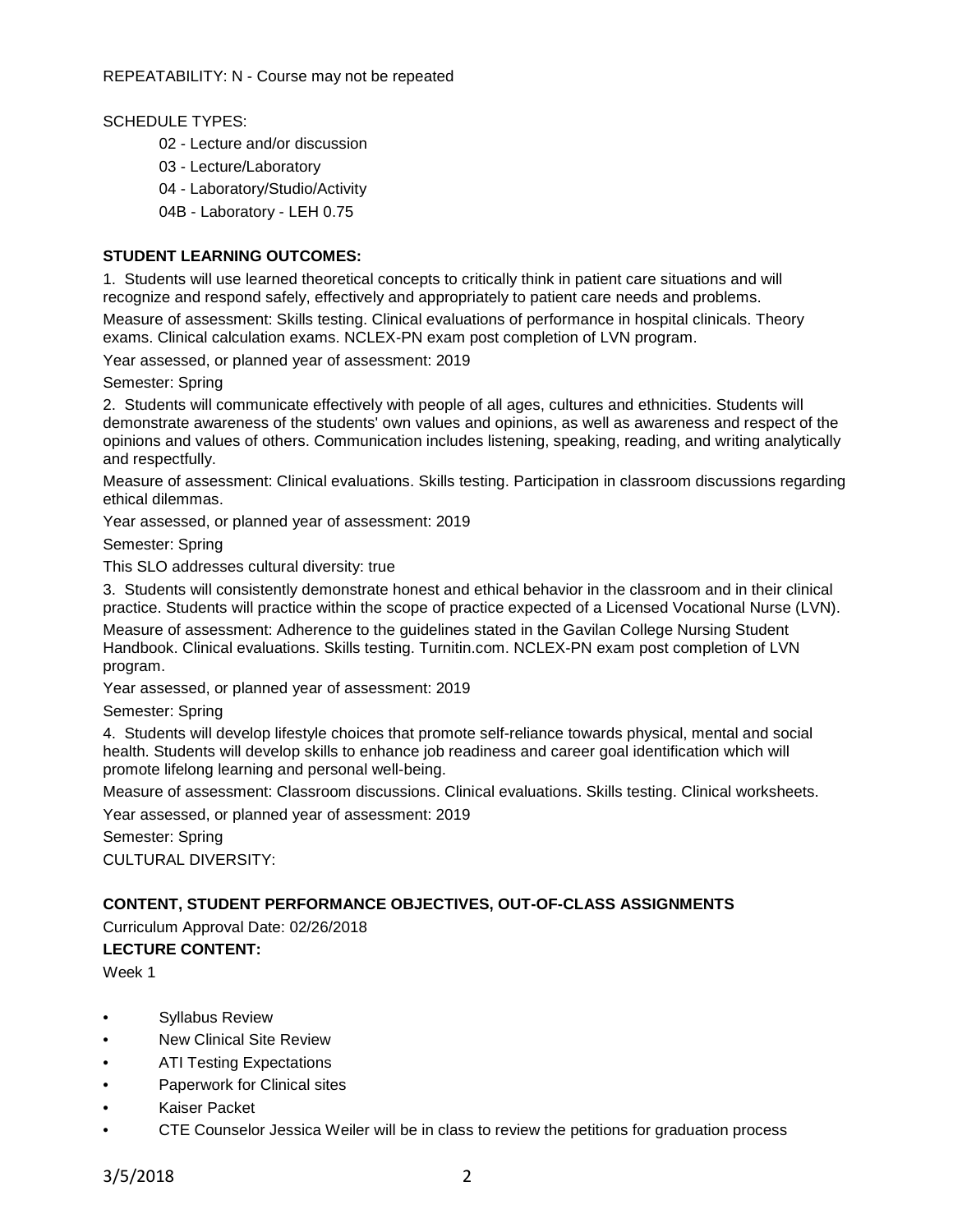REPEATABILITY: N - Course may not be repeated

SCHEDULE TYPES:

- 02 - Lecture and/or discussion
- 03 - Lecture/Laboratory
- 04 - Laboratory/Studio/Activity
- 04B - Laboratory - LEH 0.75

**STUDENT LEARNING OUTCOMES:**

1. Students will use learned theoretical concepts to critically think in patient care situations and will recognize and respond safely, effectively and appropriately to patient care needs and problems.

Measure of assessment: Skills testing. Clinical evaluations of performance in hospital clinicals. Theory exams. Clinical calculation exams. NCLEX-PN exam post completion of LVN program.

Year assessed, or planned year of assessment: 2019

Semester: Spring

2. Students will communicate effectively with people of all ages, cultures and ethnicities. Students will demonstrate awareness of the students' own values and opinions, as well as awareness and respect of the opinions and values of others. Communication includes listening, speaking, reading, and writing analytically and respectfully.

Measure of assessment: Clinical evaluations. Skills testing. Participation in classroom discussions regarding ethical dilemmas.

Year assessed, or planned year of assessment: 2019

Semester: Spring

This SLO addresses cultural diversity: true

3. Students will consistently demonstrate honest and ethical behavior in the classroom and in their clinical practice. Students will practice within the scope of practice expected of a Licensed Vocational Nurse (LVN).

Measure of assessment: Adherence to the guidelines stated in the Gavilan College Nursing Student Handbook. Clinical evaluations. Skills testing. Turnitin.com. NCLEX-PN exam post completion of LVN program.

Year assessed, or planned year of assessment: 2019

Semester: Spring

4. Students will develop lifestyle choices that promote self-reliance towards physical, mental and social health. Students will develop skills to enhance job readiness and career goal identification which will promote lifelong learning and personal well-being.

Measure of assessment: Classroom discussions. Clinical evaluations. Skills testing. Clinical worksheets.

Year assessed, or planned year of assessment: 2019

Semester: Spring

CULTURAL DIVERSITY:

**CONTENT, STUDENT PERFORMANCE OBJECTIVES, OUT-OF-CLASS ASSIGNMENTS**

Curriculum Approval Date: 02/26/2018

**LECTURE CONTENT:**

Week 1

- Syllabus Review
- New Clinical Site Review
- ATI Testing Expectations
- Paperwork for Clinical sites
- Kaiser Packet
- CTE Counselor Jessica Weiler will be in class to review the petitions for graduation process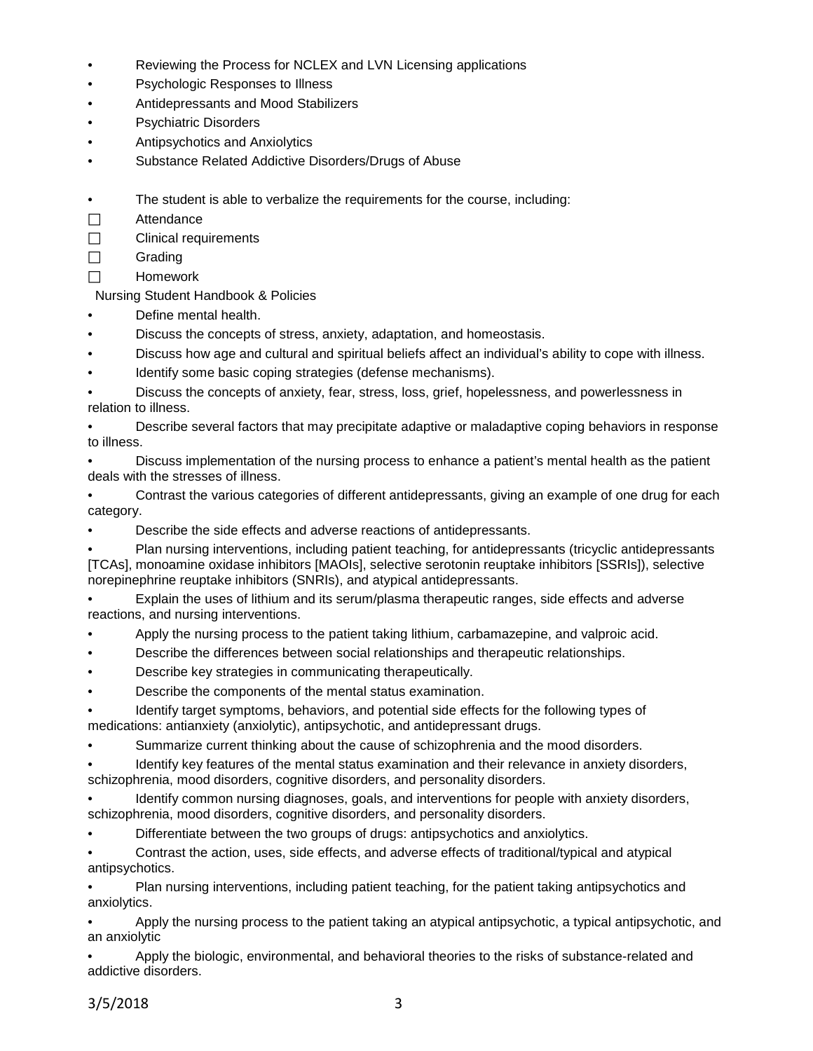- Reviewing the Process for NCLEX and LVN Licensing applications
- Psychologic Responses to Illness
- Antidepressants and Mood Stabilizers
- Psychiatric Disorders
- Antipsychotics and Anxiolytics
- Substance Related Addictive Disorders/Drugs of Abuse

- The student is able to verbalize the requirements for the course, including:

☐ Attendance
☐ Clinical requirements
☐ Grading
☐ Homework

Nursing Student Handbook & Policies

- Define mental health.
- Discuss the concepts of stress, anxiety, adaptation, and homeostasis.
- Discuss how age and cultural and spiritual beliefs affect an individual's ability to cope with illness.
- Identify some basic coping strategies (defense mechanisms).
- Discuss the concepts of anxiety, fear, stress, loss, grief, hopelessness, and powerlessness in relation to illness.
- Describe several factors that may precipitate adaptive or maladaptive coping behaviors in response to illness.
- Discuss implementation of the nursing process to enhance a patient's mental health as the patient deals with the stresses of illness.
- Contrast the various categories of different antidepressants, giving an example of one drug for each category.
- Describe the side effects and adverse reactions of antidepressants.
- Plan nursing interventions, including patient teaching, for antidepressants (tricyclic antidepressants [TCAs], monoamine oxidase inhibitors [MAOIs], selective serotonin reuptake inhibitors [SSRIs]), selective norepinephrine reuptake inhibitors (SNRIs), and atypical antidepressants.
- Explain the uses of lithium and its serum/plasma therapeutic ranges, side effects and adverse reactions, and nursing interventions.
- Apply the nursing process to the patient taking lithium, carbamazepine, and valproic acid.
- Describe the differences between social relationships and therapeutic relationships.
- Describe key strategies in communicating therapeutically.
- Describe the components of the mental status examination.
- Identify target symptoms, behaviors, and potential side effects for the following types of medications: antianxiety (anxiolytic), antipsychotic, and antidepressant drugs.
- Summarize current thinking about the cause of schizophrenia and the mood disorders.
- Identify key features of the mental status examination and their relevance in anxiety disorders, schizophrenia, mood disorders, cognitive disorders, and personality disorders.
- Identify common nursing diagnoses, goals, and interventions for people with anxiety disorders, schizophrenia, mood disorders, cognitive disorders, and personality disorders.
- Differentiate between the two groups of drugs: antipsychotics and anxiolytics.
- Contrast the action, uses, side effects, and adverse effects of traditional/typical and atypical antipsychotics.
- Plan nursing interventions, including patient teaching, for the patient taking antipsychotics and anxiolytics.
- Apply the nursing process to the patient taking an atypical antipsychotic, a typical antipsychotic, and an anxiolytic
- Apply the biologic, environmental, and behavioral theories to the risks of substance-related and addictive disorders.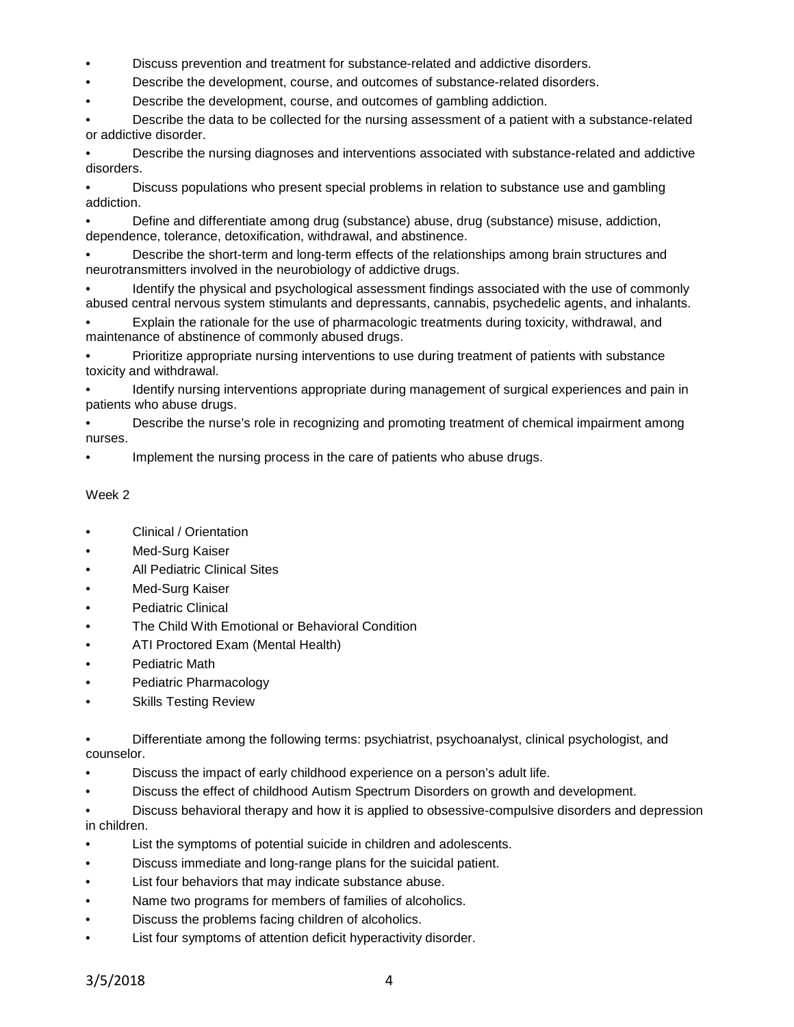- Discuss prevention and treatment for substance-related and addictive disorders.
- Describe the development, course, and outcomes of substance-related disorders.
- Describe the development, course, and outcomes of gambling addiction.
- Describe the data to be collected for the nursing assessment of a patient with a substance-related or addictive disorder.
- Describe the nursing diagnoses and interventions associated with substance-related and addictive disorders.
- Discuss populations who present special problems in relation to substance use and gambling addiction.
- Define and differentiate among drug (substance) abuse, drug (substance) misuse, addiction, dependence, tolerance, detoxification, withdrawal, and abstinence.
- Describe the short-term and long-term effects of the relationships among brain structures and neurotransmitters involved in the neurobiology of addictive drugs.
- Identify the physical and psychological assessment findings associated with the use of commonly abused central nervous system stimulants and depressants, cannabis, psychedelic agents, and inhalants.
- Explain the rationale for the use of pharmacologic treatments during toxicity, withdrawal, and maintenance of abstinence of commonly abused drugs.
- Prioritize appropriate nursing interventions to use during treatment of patients with substance toxicity and withdrawal.
- Identify nursing interventions appropriate during management of surgical experiences and pain in patients who abuse drugs.
- Describe the nurse's role in recognizing and promoting treatment of chemical impairment among nurses.
- Implement the nursing process in the care of patients who abuse drugs.

Week 2

- Clinical / Orientation
- Med-Surg Kaiser
- All Pediatric Clinical Sites
- Med-Surg Kaiser
- Pediatric Clinical
- The Child With Emotional or Behavioral Condition
- ATI Proctored Exam (Mental Health)
- Pediatric Math
- Pediatric Pharmacology
- Skills Testing Review

- Differentiate among the following terms: psychiatrist, psychoanalyst, clinical psychologist, and counselor.
- Discuss the impact of early childhood experience on a person's adult life.
- Discuss the effect of childhood Autism Spectrum Disorders on growth and development.
- Discuss behavioral therapy and how it is applied to obsessive-compulsive disorders and depression in children.
- List the symptoms of potential suicide in children and adolescents.
- Discuss immediate and long-range plans for the suicidal patient.
- List four behaviors that may indicate substance abuse.
- Name two programs for members of families of alcoholics.
- Discuss the problems facing children of alcoholics.
- List four symptoms of attention deficit hyperactivity disorder.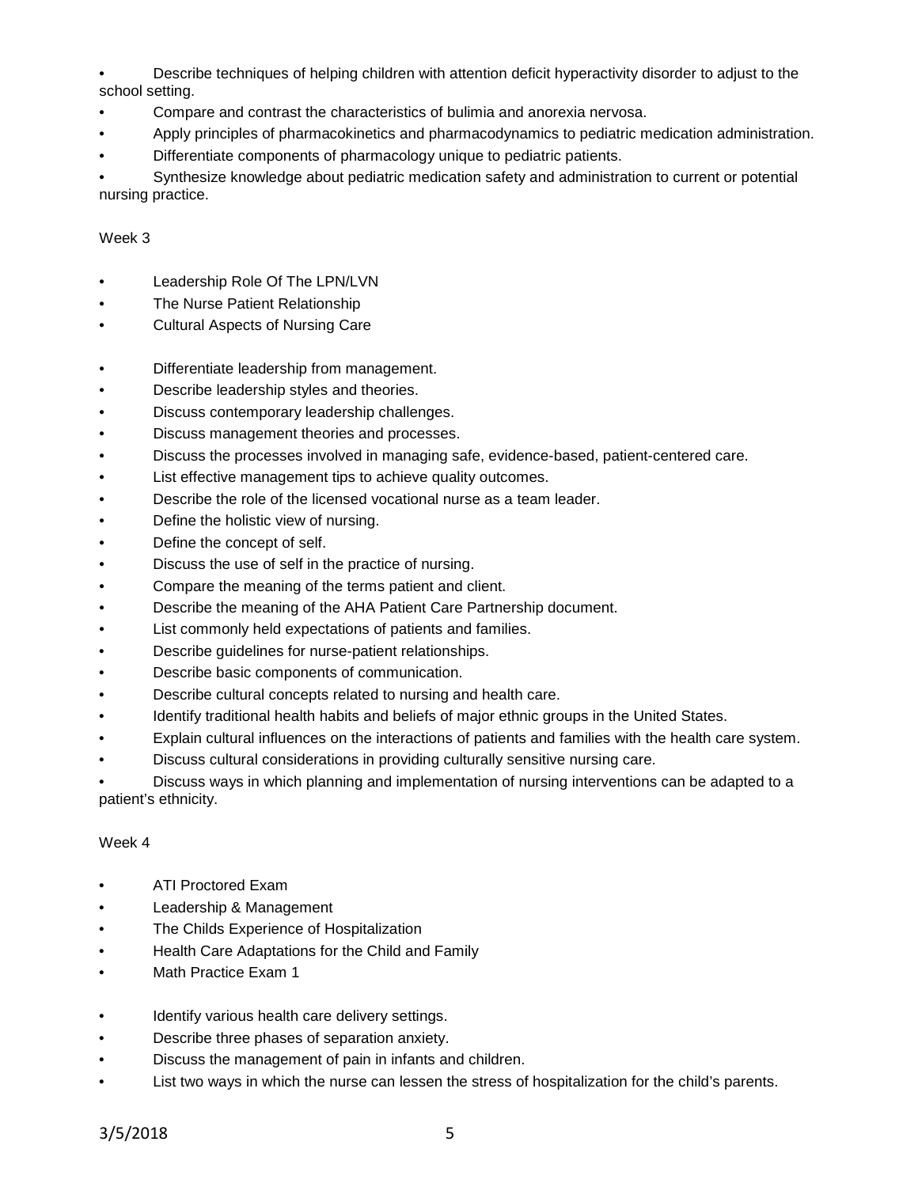- Describe techniques of helping children with attention deficit hyperactivity disorder to adjust to the school setting.
- Compare and contrast the characteristics of bulimia and anorexia nervosa.
- Apply principles of pharmacokinetics and pharmacodynamics to pediatric medication administration.
- Differentiate components of pharmacology unique to pediatric patients.
- Synthesize knowledge about pediatric medication safety and administration to current or potential nursing practice.

Week 3

- Leadership Role Of The LPN/LVN
- The Nurse Patient Relationship
- Cultural Aspects of Nursing Care

- Differentiate leadership from management.
- Describe leadership styles and theories.
- Discuss contemporary leadership challenges.
- Discuss management theories and processes.
- Discuss the processes involved in managing safe, evidence-based, patient-centered care.
- List effective management tips to achieve quality outcomes.
- Describe the role of the licensed vocational nurse as a team leader.
- Define the holistic view of nursing.
- Define the concept of self.
- Discuss the use of self in the practice of nursing.
- Compare the meaning of the terms patient and client.
- Describe the meaning of the AHA Patient Care Partnership document.
- List commonly held expectations of patients and families.
- Describe guidelines for nurse-patient relationships.
- Describe basic components of communication.
- Describe cultural concepts related to nursing and health care.
- Identify traditional health habits and beliefs of major ethnic groups in the United States.
- Explain cultural influences on the interactions of patients and families with the health care system.
- Discuss cultural considerations in providing culturally sensitive nursing care.
- Discuss ways in which planning and implementation of nursing interventions can be adapted to a patient's ethnicity.

Week 4

- ATI Proctored Exam
- Leadership & Management
- The Childs Experience of Hospitalization
- Health Care Adaptations for the Child and Family
- Math Practice Exam 1

- Identify various health care delivery settings.
- Describe three phases of separation anxiety.
- Discuss the management of pain in infants and children.
- List two ways in which the nurse can lessen the stress of hospitalization for the child's parents.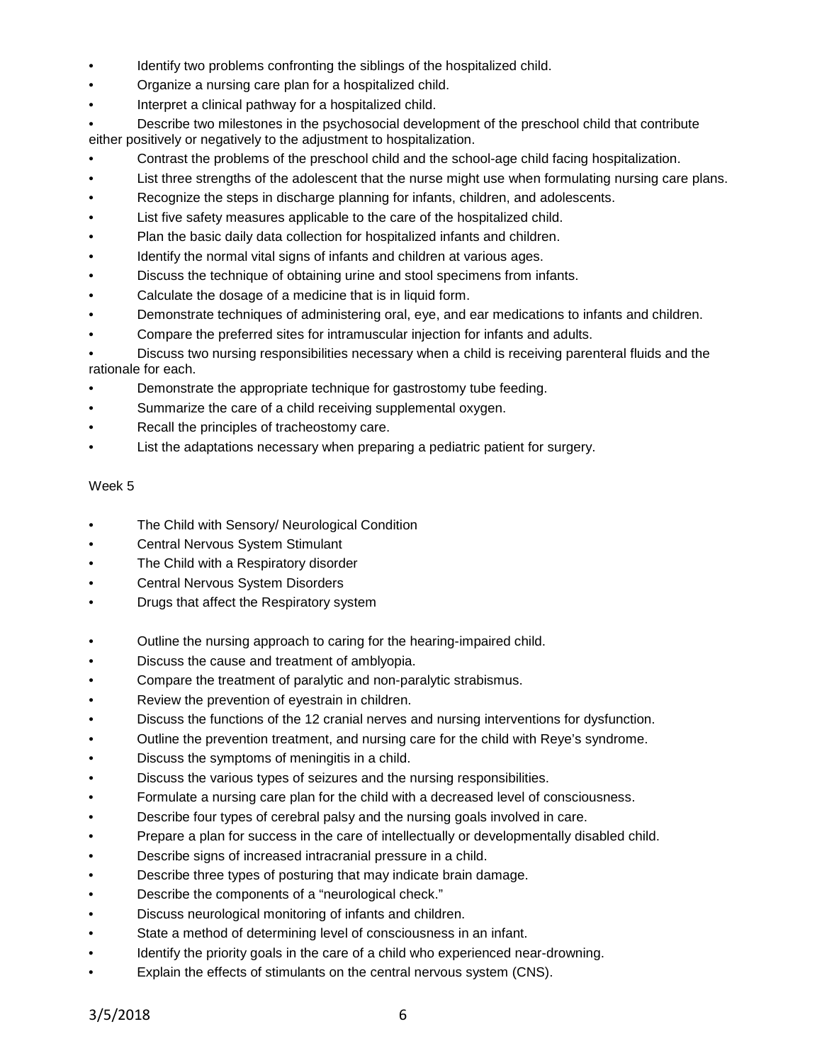- Identify two problems confronting the siblings of the hospitalized child.
- Organize a nursing care plan for a hospitalized child.
- Interpret a clinical pathway for a hospitalized child.
- Describe two milestones in the psychosocial development of the preschool child that contribute either positively or negatively to the adjustment to hospitalization.
- Contrast the problems of the preschool child and the school-age child facing hospitalization.
- List three strengths of the adolescent that the nurse might use when formulating nursing care plans.
- Recognize the steps in discharge planning for infants, children, and adolescents.
- List five safety measures applicable to the care of the hospitalized child.
- Plan the basic daily data collection for hospitalized infants and children.
- Identify the normal vital signs of infants and children at various ages.
- Discuss the technique of obtaining urine and stool specimens from infants.
- Calculate the dosage of a medicine that is in liquid form.
- Demonstrate techniques of administering oral, eye, and ear medications to infants and children.
- Compare the preferred sites for intramuscular injection for infants and adults.
- Discuss two nursing responsibilities necessary when a child is receiving parenteral fluids and the rationale for each.
- Demonstrate the appropriate technique for gastrostomy tube feeding.
- Summarize the care of a child receiving supplemental oxygen.
- Recall the principles of tracheostomy care.
- List the adaptations necessary when preparing a pediatric patient for surgery.

Week 5

- The Child with Sensory/ Neurological Condition
- Central Nervous System Stimulant
- The Child with a Respiratory disorder
- Central Nervous System Disorders
- Drugs that affect the Respiratory system

- Outline the nursing approach to caring for the hearing-impaired child.
- Discuss the cause and treatment of amblyopia.
- Compare the treatment of paralytic and non-paralytic strabismus.
- Review the prevention of eyestrain in children.
- Discuss the functions of the 12 cranial nerves and nursing interventions for dysfunction.
- Outline the prevention treatment, and nursing care for the child with Reye's syndrome.
- Discuss the symptoms of meningitis in a child.
- Discuss the various types of seizures and the nursing responsibilities.
- Formulate a nursing care plan for the child with a decreased level of consciousness.
- Describe four types of cerebral palsy and the nursing goals involved in care.
- Prepare a plan for success in the care of intellectually or developmentally disabled child.
- Describe signs of increased intracranial pressure in a child.
- Describe three types of posturing that may indicate brain damage.
- Describe the components of a "neurological check."
- Discuss neurological monitoring of infants and children.
- State a method of determining level of consciousness in an infant.
- Identify the priority goals in the care of a child who experienced near-drowning.
- Explain the effects of stimulants on the central nervous system (CNS).

3/5/2018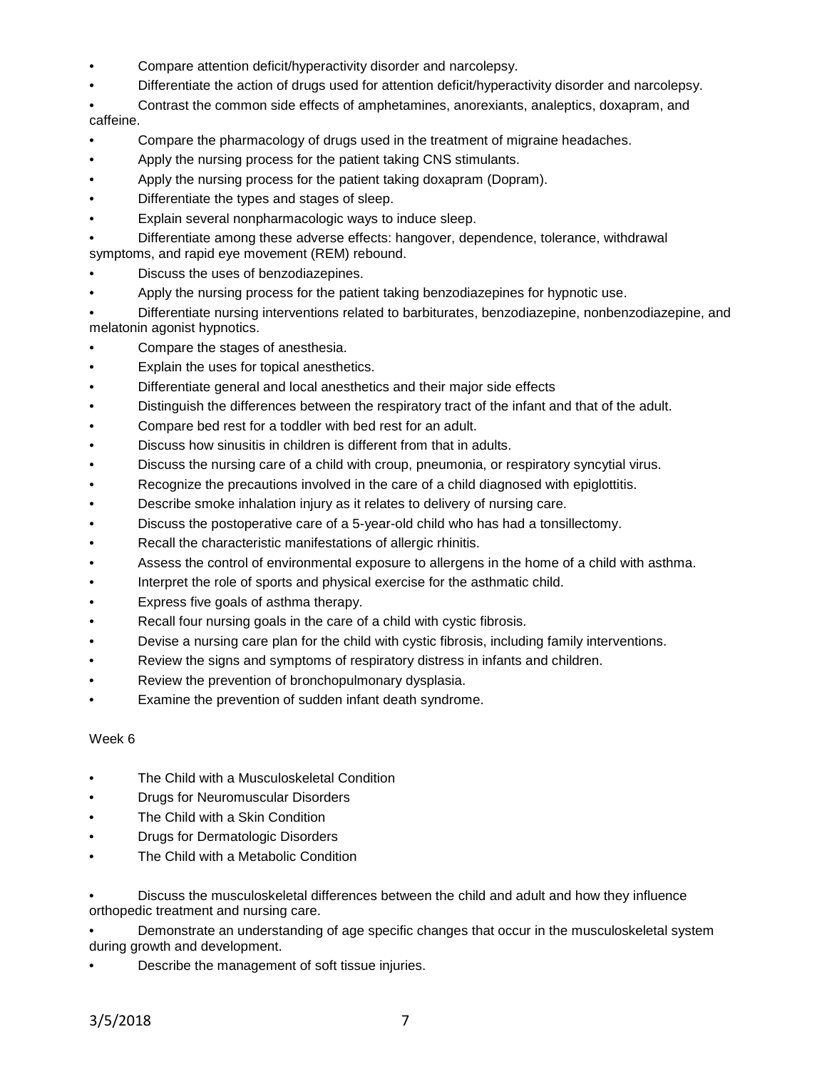- Compare attention deficit/hyperactivity disorder and narcolepsy.
- Differentiate the action of drugs used for attention deficit/hyperactivity disorder and narcolepsy.
- Contrast the common side effects of amphetamines, anorexiants, analeptics, doxapram, and caffeine.
- Compare the pharmacology of drugs used in the treatment of migraine headaches.
- Apply the nursing process for the patient taking CNS stimulants.
- Apply the nursing process for the patient taking doxapram (Dopram).
- Differentiate the types and stages of sleep.
- Explain several nonpharmacologic ways to induce sleep.
- Differentiate among these adverse effects: hangover, dependence, tolerance, withdrawal symptoms, and rapid eye movement (REM) rebound.
- Discuss the uses of benzodiazepines.
- Apply the nursing process for the patient taking benzodiazepines for hypnotic use.
- Differentiate nursing interventions related to barbiturates, benzodiazepine, nonbenzodiazepine, and melatonin agonist hypnotics.
- Compare the stages of anesthesia.
- Explain the uses for topical anesthetics.
- Differentiate general and local anesthetics and their major side effects
- Distinguish the differences between the respiratory tract of the infant and that of the adult.
- Compare bed rest for a toddler with bed rest for an adult.
- Discuss how sinusitis in children is different from that in adults.
- Discuss the nursing care of a child with croup, pneumonia, or respiratory syncytial virus.
- Recognize the precautions involved in the care of a child diagnosed with epiglottitis.
- Describe smoke inhalation injury as it relates to delivery of nursing care.
- Discuss the postoperative care of a 5-year-old child who has had a tonsillectomy.
- Recall the characteristic manifestations of allergic rhinitis.
- Assess the control of environmental exposure to allergens in the home of a child with asthma.
- Interpret the role of sports and physical exercise for the asthmatic child.
- Express five goals of asthma therapy.
- Recall four nursing goals in the care of a child with cystic fibrosis.
- Devise a nursing care plan for the child with cystic fibrosis, including family interventions.
- Review the signs and symptoms of respiratory distress in infants and children.
- Review the prevention of bronchopulmonary dysplasia.
- Examine the prevention of sudden infant death syndrome.

Week 6

- The Child with a Musculoskeletal Condition
- Drugs for Neuromuscular Disorders
- The Child with a Skin Condition
- Drugs for Dermatologic Disorders
- The Child with a Metabolic Condition

- Discuss the musculoskeletal differences between the child and adult and how they influence orthopedic treatment and nursing care.
- Demonstrate an understanding of age specific changes that occur in the musculoskeletal system during growth and development.
- Describe the management of soft tissue injuries.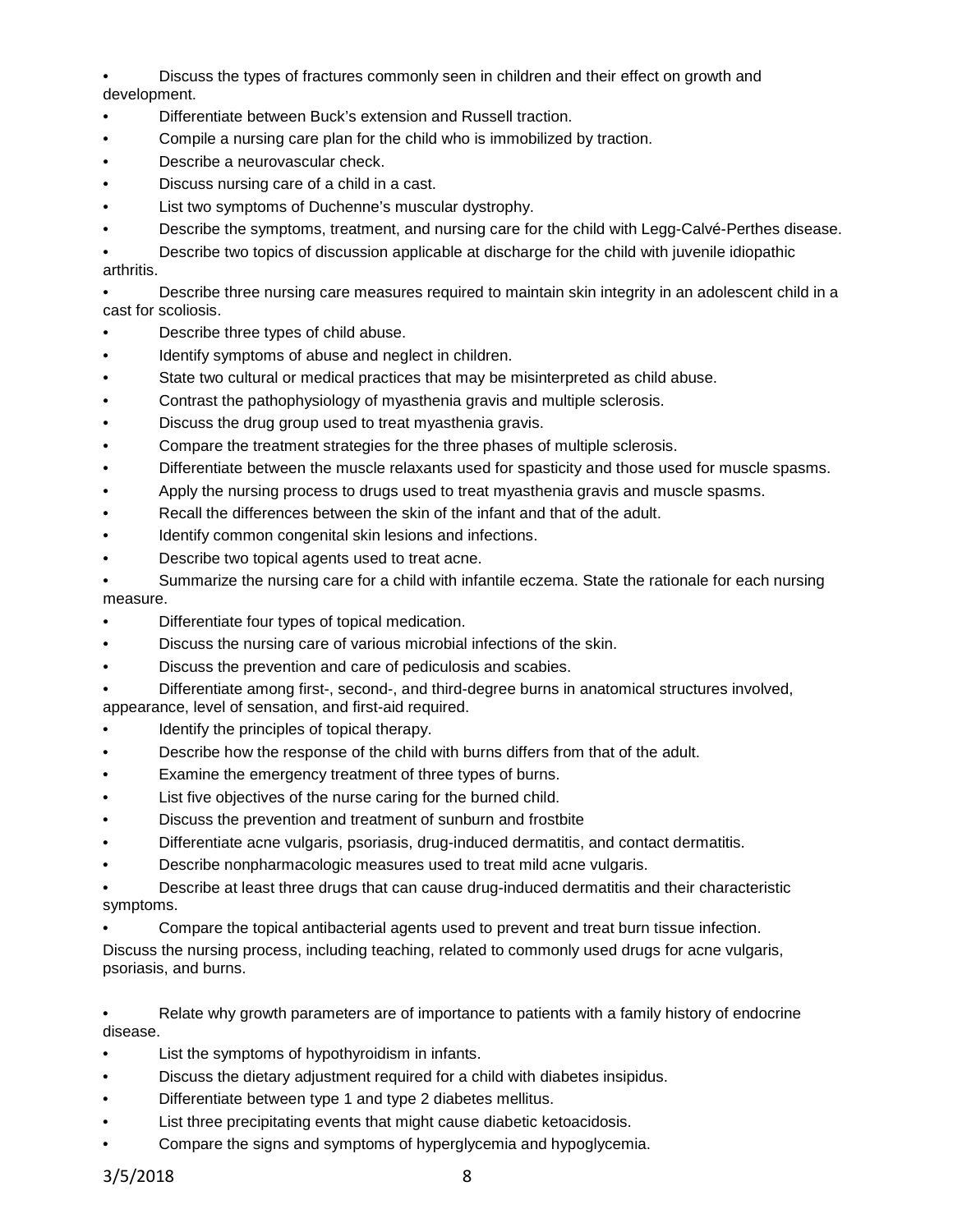- Discuss the types of fractures commonly seen in children and their effect on growth and development.
- Differentiate between Buck's extension and Russell traction.
- Compile a nursing care plan for the child who is immobilized by traction.
- Describe a neurovascular check.
- Discuss nursing care of a child in a cast.
- List two symptoms of Duchenne's muscular dystrophy.
- Describe the symptoms, treatment, and nursing care for the child with Legg-Calvé-Perthes disease.
- Describe two topics of discussion applicable at discharge for the child with juvenile idiopathic arthritis.
- Describe three nursing care measures required to maintain skin integrity in an adolescent child in a cast for scoliosis.
- Describe three types of child abuse.
- Identify symptoms of abuse and neglect in children.
- State two cultural or medical practices that may be misinterpreted as child abuse.
- Contrast the pathophysiology of myasthenia gravis and multiple sclerosis.
- Discuss the drug group used to treat myasthenia gravis.
- Compare the treatment strategies for the three phases of multiple sclerosis.
- Differentiate between the muscle relaxants used for spasticity and those used for muscle spasms.
- Apply the nursing process to drugs used to treat myasthenia gravis and muscle spasms.
- Recall the differences between the skin of the infant and that of the adult.
- Identify common congenital skin lesions and infections.
- Describe two topical agents used to treat acne.
- Summarize the nursing care for a child with infantile eczema. State the rationale for each nursing measure.
- Differentiate four types of topical medication.
- Discuss the nursing care of various microbial infections of the skin.
- Discuss the prevention and care of pediculosis and scabies.
- Differentiate among first-, second-, and third-degree burns in anatomical structures involved, appearance, level of sensation, and first-aid required.
- Identify the principles of topical therapy.
- Describe how the response of the child with burns differs from that of the adult.
- Examine the emergency treatment of three types of burns.
- List five objectives of the nurse caring for the burned child.
- Discuss the prevention and treatment of sunburn and frostbite
- Differentiate acne vulgaris, psoriasis, drug-induced dermatitis, and contact dermatitis.
- Describe nonpharmacologic measures used to treat mild acne vulgaris.
- Describe at least three drugs that can cause drug-induced dermatitis and their characteristic symptoms.
- Compare the topical antibacterial agents used to prevent and treat burn tissue infection.

Discuss the nursing process, including teaching, related to commonly used drugs for acne vulgaris, psoriasis, and burns.

- Relate why growth parameters are of importance to patients with a family history of endocrine disease.
- List the symptoms of hypothyroidism in infants.
- Discuss the dietary adjustment required for a child with diabetes insipidus.
- Differentiate between type 1 and type 2 diabetes mellitus.
- List three precipitating events that might cause diabetic ketoacidosis.
- Compare the signs and symptoms of hyperglycemia and hypoglycemia.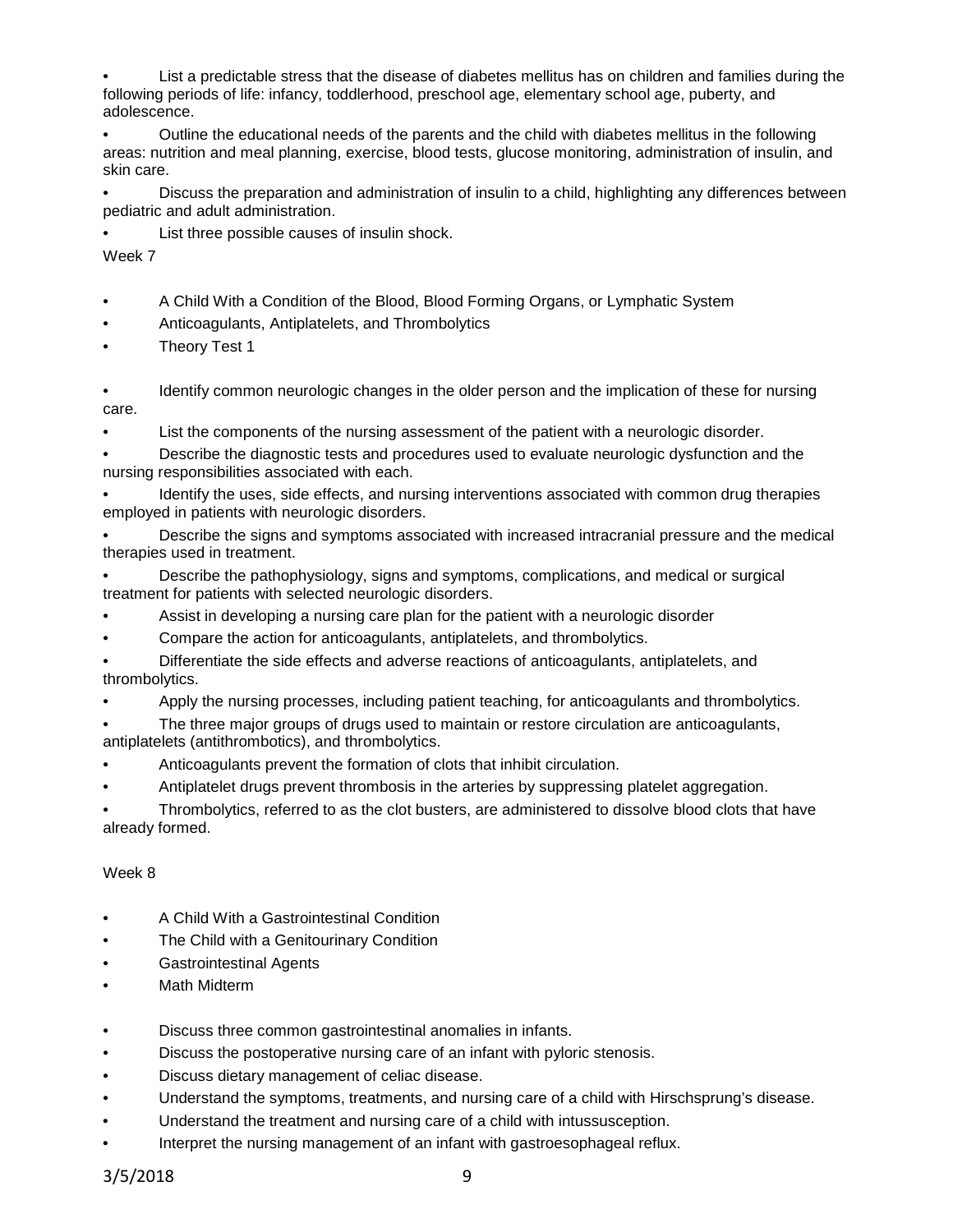- List a predictable stress that the disease of diabetes mellitus has on children and families during the following periods of life: infancy, toddlerhood, preschool age, elementary school age, puberty, and adolescence.
- Outline the educational needs of the parents and the child with diabetes mellitus in the following areas: nutrition and meal planning, exercise, blood tests, glucose monitoring, administration of insulin, and skin care.
- Discuss the preparation and administration of insulin to a child, highlighting any differences between pediatric and adult administration.
- List three possible causes of insulin shock.

Week 7

- A Child With a Condition of the Blood, Blood Forming Organs, or Lymphatic System
- Anticoagulants, Antiplatelets, and Thrombolytics
- Theory Test 1

- Identify common neurologic changes in the older person and the implication of these for nursing care.
- List the components of the nursing assessment of the patient with a neurologic disorder.
- Describe the diagnostic tests and procedures used to evaluate neurologic dysfunction and the nursing responsibilities associated with each.
- Identify the uses, side effects, and nursing interventions associated with common drug therapies employed in patients with neurologic disorders.
- Describe the signs and symptoms associated with increased intracranial pressure and the medical therapies used in treatment.
- Describe the pathophysiology, signs and symptoms, complications, and medical or surgical treatment for patients with selected neurologic disorders.
- Assist in developing a nursing care plan for the patient with a neurologic disorder
- Compare the action for anticoagulants, antiplatelets, and thrombolytics.
- Differentiate the side effects and adverse reactions of anticoagulants, antiplatelets, and thrombolytics.
- Apply the nursing processes, including patient teaching, for anticoagulants and thrombolytics.
- The three major groups of drugs used to maintain or restore circulation are anticoagulants, antiplatelets (antithrombotics), and thrombolytics.
- Anticoagulants prevent the formation of clots that inhibit circulation.
- Antiplatelet drugs prevent thrombosis in the arteries by suppressing platelet aggregation.
- Thrombolytics, referred to as the clot busters, are administered to dissolve blood clots that have already formed.

Week 8

- A Child With a Gastrointestinal Condition
- The Child with a Genitourinary Condition
- Gastrointestinal Agents
- Math Midterm

- Discuss three common gastrointestinal anomalies in infants.
- Discuss the postoperative nursing care of an infant with pyloric stenosis.
- Discuss dietary management of celiac disease.
- Understand the symptoms, treatments, and nursing care of a child with Hirschsprung's disease.
- Understand the treatment and nursing care of a child with intussusception.
- Interpret the nursing management of an infant with gastroesophageal reflux.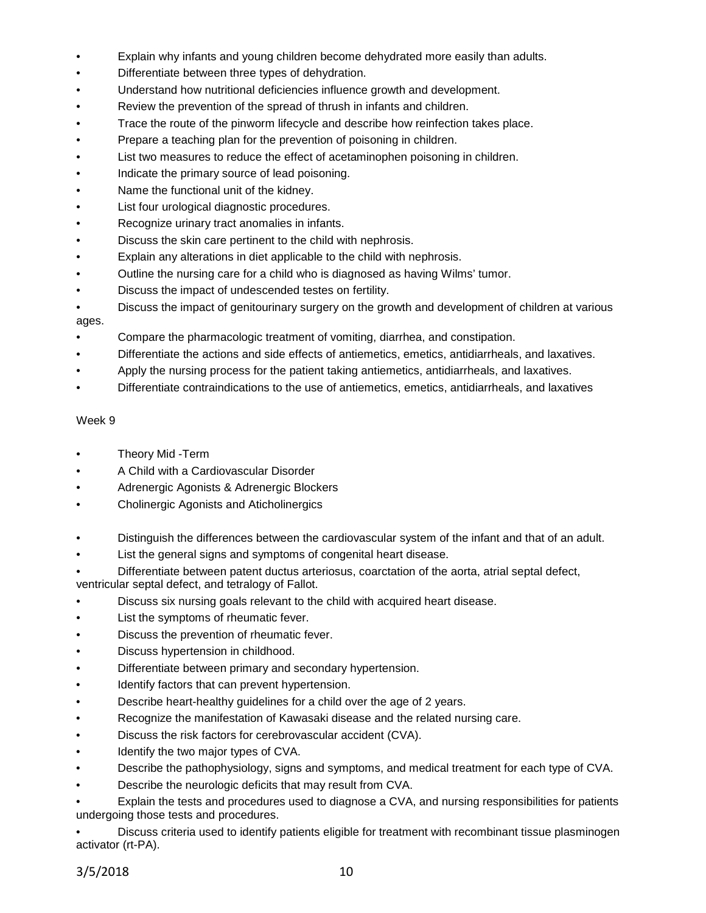- Explain why infants and young children become dehydrated more easily than adults.
- Differentiate between three types of dehydration.
- Understand how nutritional deficiencies influence growth and development.
- Review the prevention of the spread of thrush in infants and children.
- Trace the route of the pinworm lifecycle and describe how reinfection takes place.
- Prepare a teaching plan for the prevention of poisoning in children.
- List two measures to reduce the effect of acetaminophen poisoning in children.
- Indicate the primary source of lead poisoning.
- Name the functional unit of the kidney.
- List four urological diagnostic procedures.
- Recognize urinary tract anomalies in infants.
- Discuss the skin care pertinent to the child with nephrosis.
- Explain any alterations in diet applicable to the child with nephrosis.
- Outline the nursing care for a child who is diagnosed as having Wilms' tumor.
- Discuss the impact of undescended testes on fertility.
- Discuss the impact of genitourinary surgery on the growth and development of children at various ages.
- Compare the pharmacologic treatment of vomiting, diarrhea, and constipation.
- Differentiate the actions and side effects of antiemetics, emetics, antidiarrheals, and laxatives.
- Apply the nursing process for the patient taking antiemetics, antidiarrheals, and laxatives.
- Differentiate contraindications to the use of antiemetics, emetics, antidiarrheals, and laxatives

Week 9

- Theory Mid -Term
- A Child with a Cardiovascular Disorder
- Adrenergic Agonists & Adrenergic Blockers
- Cholinergic Agonists and Aticholinergics

- Distinguish the differences between the cardiovascular system of the infant and that of an adult.
- List the general signs and symptoms of congenital heart disease.
- Differentiate between patent ductus arteriosus, coarctation of the aorta, atrial septal defect, ventricular septal defect, and tetralogy of Fallot.
- Discuss six nursing goals relevant to the child with acquired heart disease.
- List the symptoms of rheumatic fever.
- Discuss the prevention of rheumatic fever.
- Discuss hypertension in childhood.
- Differentiate between primary and secondary hypertension.
- Identify factors that can prevent hypertension.
- Describe heart-healthy guidelines for a child over the age of 2 years.
- Recognize the manifestation of Kawasaki disease and the related nursing care.
- Discuss the risk factors for cerebrovascular accident (CVA).
- Identify the two major types of CVA.
- Describe the pathophysiology, signs and symptoms, and medical treatment for each type of CVA.
- Describe the neurologic deficits that may result from CVA.
- Explain the tests and procedures used to diagnose a CVA, and nursing responsibilities for patients undergoing those tests and procedures.
- Discuss criteria used to identify patients eligible for treatment with recombinant tissue plasminogen activator (rt-PA).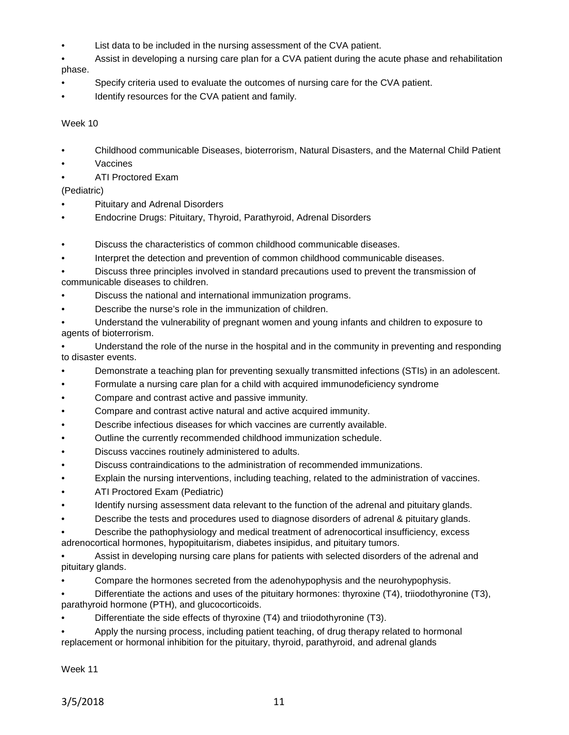- List data to be included in the nursing assessment of the CVA patient.
- Assist in developing a nursing care plan for a CVA patient during the acute phase and rehabilitation phase.
- Specify criteria used to evaluate the outcomes of nursing care for the CVA patient.
- Identify resources for the CVA patient and family.

Week 10

- Childhood communicable Diseases, bioterrorism, Natural Disasters, and the Maternal Child Patient
- Vaccines
- ATI Proctored Exam

(Pediatric)

- Pituitary and Adrenal Disorders
- Endocrine Drugs: Pituitary, Thyroid, Parathyroid, Adrenal Disorders

- Discuss the characteristics of common childhood communicable diseases.
- Interpret the detection and prevention of common childhood communicable diseases.
- Discuss three principles involved in standard precautions used to prevent the transmission of communicable diseases to children.
- Discuss the national and international immunization programs.
- Describe the nurse's role in the immunization of children.
- Understand the vulnerability of pregnant women and young infants and children to exposure to agents of bioterrorism.
- Understand the role of the nurse in the hospital and in the community in preventing and responding to disaster events.
- Demonstrate a teaching plan for preventing sexually transmitted infections (STIs) in an adolescent.
- Formulate a nursing care plan for a child with acquired immunodeficiency syndrome
- Compare and contrast active and passive immunity.
- Compare and contrast active natural and active acquired immunity.
- Describe infectious diseases for which vaccines are currently available.
- Outline the currently recommended childhood immunization schedule.
- Discuss vaccines routinely administered to adults.
- Discuss contraindications to the administration of recommended immunizations.
- Explain the nursing interventions, including teaching, related to the administration of vaccines.
- ATI Proctored Exam (Pediatric)
- Identify nursing assessment data relevant to the function of the adrenal and pituitary glands.
- Describe the tests and procedures used to diagnose disorders of adrenal & pituitary glands.
- Describe the pathophysiology and medical treatment of adrenocortical insufficiency, excess adrenocortical hormones, hypopituitarism, diabetes insipidus, and pituitary tumors.
- Assist in developing nursing care plans for patients with selected disorders of the adrenal and pituitary glands.
- Compare the hormones secreted from the adenohypophysis and the neurohypophysis.
- Differentiate the actions and uses of the pituitary hormones: thyroxine (T4), triiodothyronine (T3), parathyroid hormone (PTH), and glucocorticoids.
- Differentiate the side effects of thyroxine (T4) and triiodothyronine (T3).
- Apply the nursing process, including patient teaching, of drug therapy related to hormonal replacement or hormonal inhibition for the pituitary, thyroid, parathyroid, and adrenal glands

Week 11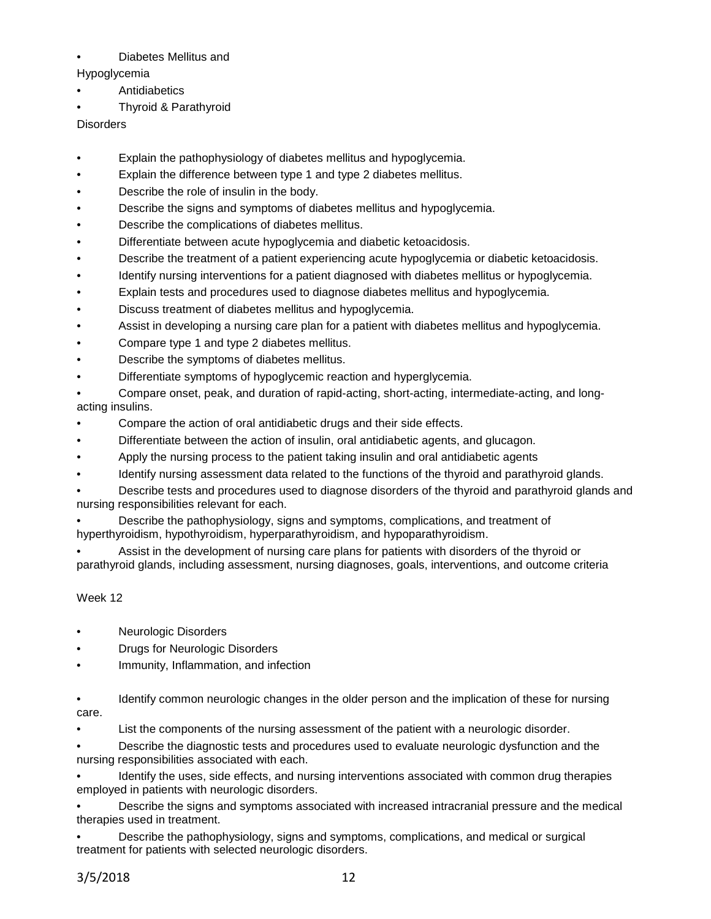- Diabetes Mellitus and Hypoglycemia
- Antidiabetics
- Thyroid & Parathyroid Disorders

- Explain the pathophysiology of diabetes mellitus and hypoglycemia.
- Explain the difference between type 1 and type 2 diabetes mellitus.
- Describe the role of insulin in the body.
- Describe the signs and symptoms of diabetes mellitus and hypoglycemia.
- Describe the complications of diabetes mellitus.
- Differentiate between acute hypoglycemia and diabetic ketoacidosis.
- Describe the treatment of a patient experiencing acute hypoglycemia or diabetic ketoacidosis.
- Identify nursing interventions for a patient diagnosed with diabetes mellitus or hypoglycemia.
- Explain tests and procedures used to diagnose diabetes mellitus and hypoglycemia.
- Discuss treatment of diabetes mellitus and hypoglycemia.
- Assist in developing a nursing care plan for a patient with diabetes mellitus and hypoglycemia.
- Compare type 1 and type 2 diabetes mellitus.
- Describe the symptoms of diabetes mellitus.
- Differentiate symptoms of hypoglycemic reaction and hyperglycemia.
- Compare onset, peak, and duration of rapid-acting, short-acting, intermediate-acting, and long-acting insulins.
- Compare the action of oral antidiabetic drugs and their side effects.
- Differentiate between the action of insulin, oral antidiabetic agents, and glucagon.
- Apply the nursing process to the patient taking insulin and oral antidiabetic agents
- Identify nursing assessment data related to the functions of the thyroid and parathyroid glands.
- Describe tests and procedures used to diagnose disorders of the thyroid and parathyroid glands and nursing responsibilities relevant for each.
- Describe the pathophysiology, signs and symptoms, complications, and treatment of hyperthyroidism, hypothyroidism, hyperparathyroidism, and hypoparathyroidism.
- Assist in the development of nursing care plans for patients with disorders of the thyroid or parathyroid glands, including assessment, nursing diagnoses, goals, interventions, and outcome criteria

Week 12

- Neurologic Disorders
- Drugs for Neurologic Disorders
- Immunity, Inflammation, and infection

- Identify common neurologic changes in the older person and the implication of these for nursing care.
- List the components of the nursing assessment of the patient with a neurologic disorder.
- Describe the diagnostic tests and procedures used to evaluate neurologic dysfunction and the nursing responsibilities associated with each.
- Identify the uses, side effects, and nursing interventions associated with common drug therapies employed in patients with neurologic disorders.
- Describe the signs and symptoms associated with increased intracranial pressure and the medical therapies used in treatment.
- Describe the pathophysiology, signs and symptoms, complications, and medical or surgical treatment for patients with selected neurologic disorders.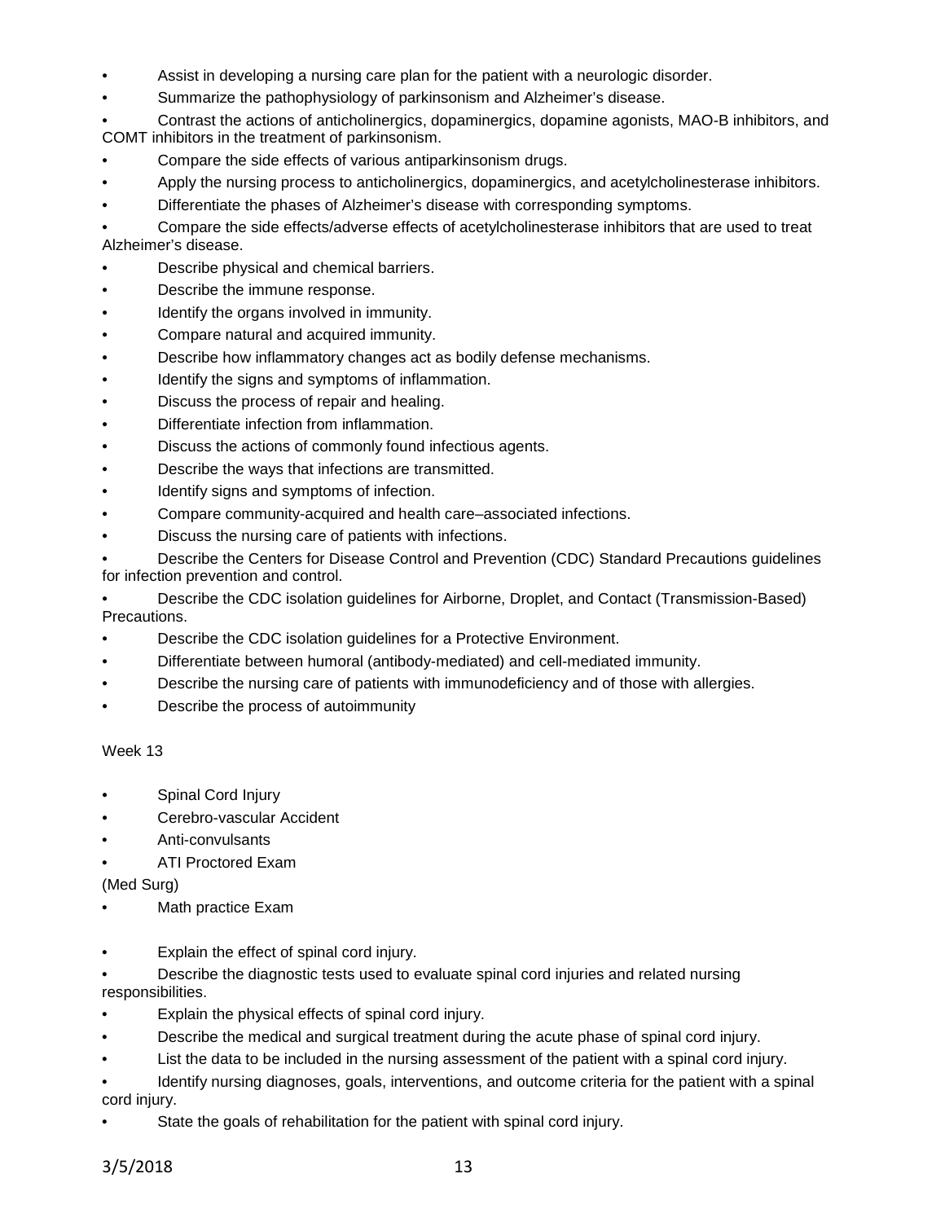- Assist in developing a nursing care plan for the patient with a neurologic disorder.
- Summarize the pathophysiology of parkinsonism and Alzheimer's disease.
- Contrast the actions of anticholinergics, dopaminergics, dopamine agonists, MAO-B inhibitors, and COMT inhibitors in the treatment of parkinsonism.
- Compare the side effects of various antiparkinsonism drugs.
- Apply the nursing process to anticholinergics, dopaminergics, and acetylcholinesterase inhibitors.
- Differentiate the phases of Alzheimer's disease with corresponding symptoms.
- Compare the side effects/adverse effects of acetylcholinesterase inhibitors that are used to treat Alzheimer's disease.
- Describe physical and chemical barriers.
- Describe the immune response.
- Identify the organs involved in immunity.
- Compare natural and acquired immunity.
- Describe how inflammatory changes act as bodily defense mechanisms.
- Identify the signs and symptoms of inflammation.
- Discuss the process of repair and healing.
- Differentiate infection from inflammation.
- Discuss the actions of commonly found infectious agents.
- Describe the ways that infections are transmitted.
- Identify signs and symptoms of infection.
- Compare community-acquired and health care–associated infections.
- Discuss the nursing care of patients with infections.
- Describe the Centers for Disease Control and Prevention (CDC) Standard Precautions guidelines for infection prevention and control.
- Describe the CDC isolation guidelines for Airborne, Droplet, and Contact (Transmission-Based) Precautions.
- Describe the CDC isolation guidelines for a Protective Environment.
- Differentiate between humoral (antibody-mediated) and cell-mediated immunity.
- Describe the nursing care of patients with immunodeficiency and of those with allergies.
- Describe the process of autoimmunity

Week 13

- Spinal Cord Injury
- Cerebro-vascular Accident
- Anti-convulsants
- ATI Proctored Exam

(Med Surg)

- Math practice Exam

- Explain the effect of spinal cord injury.
- Describe the diagnostic tests used to evaluate spinal cord injuries and related nursing responsibilities.
- Explain the physical effects of spinal cord injury.
- Describe the medical and surgical treatment during the acute phase of spinal cord injury.
- List the data to be included in the nursing assessment of the patient with a spinal cord injury.
- Identify nursing diagnoses, goals, interventions, and outcome criteria for the patient with a spinal cord injury.
- State the goals of rehabilitation for the patient with spinal cord injury.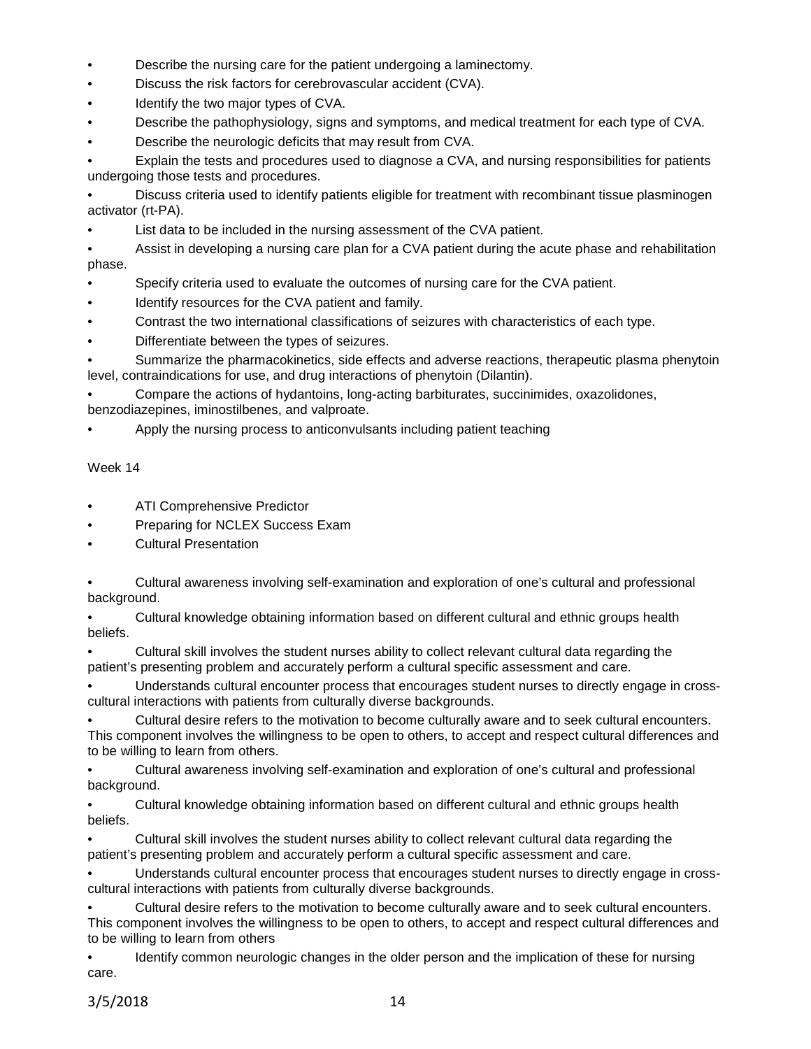- Describe the nursing care for the patient undergoing a laminectomy.
- Discuss the risk factors for cerebrovascular accident (CVA).
- Identify the two major types of CVA.
- Describe the pathophysiology, signs and symptoms, and medical treatment for each type of CVA.
- Describe the neurologic deficits that may result from CVA.
- Explain the tests and procedures used to diagnose a CVA, and nursing responsibilities for patients undergoing those tests and procedures.
- Discuss criteria used to identify patients eligible for treatment with recombinant tissue plasminogen activator (rt-PA).
- List data to be included in the nursing assessment of the CVA patient.
- Assist in developing a nursing care plan for a CVA patient during the acute phase and rehabilitation phase.
- Specify criteria used to evaluate the outcomes of nursing care for the CVA patient.
- Identify resources for the CVA patient and family.
- Contrast the two international classifications of seizures with characteristics of each type.
- Differentiate between the types of seizures.
- Summarize the pharmacokinetics, side effects and adverse reactions, therapeutic plasma phenytoin level, contraindications for use, and drug interactions of phenytoin (Dilantin).
- Compare the actions of hydantoins, long-acting barbiturates, succinimides, oxazolidones, benzodiazepines, iminostilbenes, and valproate.
- Apply the nursing process to anticonvulsants including patient teaching

Week 14

- ATI Comprehensive Predictor
- Preparing for NCLEX Success Exam
- Cultural Presentation

- Cultural awareness involving self-examination and exploration of one's cultural and professional background.
- Cultural knowledge obtaining information based on different cultural and ethnic groups health beliefs.
- Cultural skill involves the student nurses ability to collect relevant cultural data regarding the patient's presenting problem and accurately perform a cultural specific assessment and care.
- Understands cultural encounter process that encourages student nurses to directly engage in cross-cultural interactions with patients from culturally diverse backgrounds.
- Cultural desire refers to the motivation to become culturally aware and to seek cultural encounters. This component involves the willingness to be open to others, to accept and respect cultural differences and to be willing to learn from others.
- Cultural awareness involving self-examination and exploration of one's cultural and professional background.
- Cultural knowledge obtaining information based on different cultural and ethnic groups health beliefs.
- Cultural skill involves the student nurses ability to collect relevant cultural data regarding the patient's presenting problem and accurately perform a cultural specific assessment and care.
- Understands cultural encounter process that encourages student nurses to directly engage in cross-cultural interactions with patients from culturally diverse backgrounds.
- Cultural desire refers to the motivation to become culturally aware and to seek cultural encounters. This component involves the willingness to be open to others, to accept and respect cultural differences and to be willing to learn from others
- Identify common neurologic changes in the older person and the implication of these for nursing care.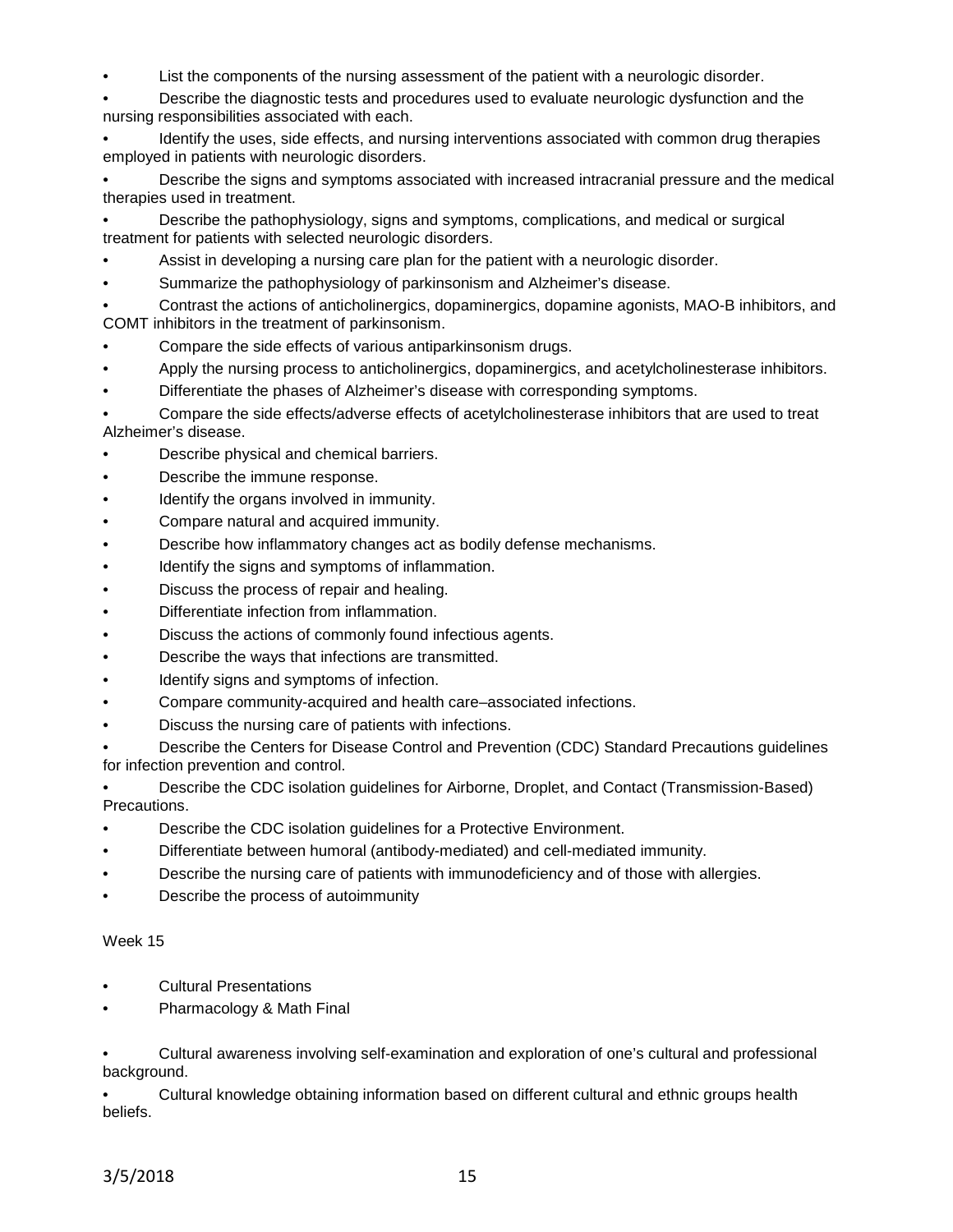- List the components of the nursing assessment of the patient with a neurologic disorder.
- Describe the diagnostic tests and procedures used to evaluate neurologic dysfunction and the nursing responsibilities associated with each.
- Identify the uses, side effects, and nursing interventions associated with common drug therapies employed in patients with neurologic disorders.
- Describe the signs and symptoms associated with increased intracranial pressure and the medical therapies used in treatment.
- Describe the pathophysiology, signs and symptoms, complications, and medical or surgical treatment for patients with selected neurologic disorders.
- Assist in developing a nursing care plan for the patient with a neurologic disorder.
- Summarize the pathophysiology of parkinsonism and Alzheimer's disease.
- Contrast the actions of anticholinergics, dopaminergics, dopamine agonists, MAO-B inhibitors, and COMT inhibitors in the treatment of parkinsonism.
- Compare the side effects of various antiparkinsonism drugs.
- Apply the nursing process to anticholinergics, dopaminergics, and acetylcholinesterase inhibitors.
- Differentiate the phases of Alzheimer's disease with corresponding symptoms.
- Compare the side effects/adverse effects of acetylcholinesterase inhibitors that are used to treat Alzheimer's disease.
- Describe physical and chemical barriers.
- Describe the immune response.
- Identify the organs involved in immunity.
- Compare natural and acquired immunity.
- Describe how inflammatory changes act as bodily defense mechanisms.
- Identify the signs and symptoms of inflammation.
- Discuss the process of repair and healing.
- Differentiate infection from inflammation.
- Discuss the actions of commonly found infectious agents.
- Describe the ways that infections are transmitted.
- Identify signs and symptoms of infection.
- Compare community-acquired and health care–associated infections.
- Discuss the nursing care of patients with infections.
- Describe the Centers for Disease Control and Prevention (CDC) Standard Precautions guidelines for infection prevention and control.
- Describe the CDC isolation guidelines for Airborne, Droplet, and Contact (Transmission-Based) Precautions.
- Describe the CDC isolation guidelines for a Protective Environment.
- Differentiate between humoral (antibody-mediated) and cell-mediated immunity.
- Describe the nursing care of patients with immunodeficiency and of those with allergies.
- Describe the process of autoimmunity

Week 15

- Cultural Presentations
- Pharmacology & Math Final

- Cultural awareness involving self-examination and exploration of one's cultural and professional background.
- Cultural knowledge obtaining information based on different cultural and ethnic groups health beliefs.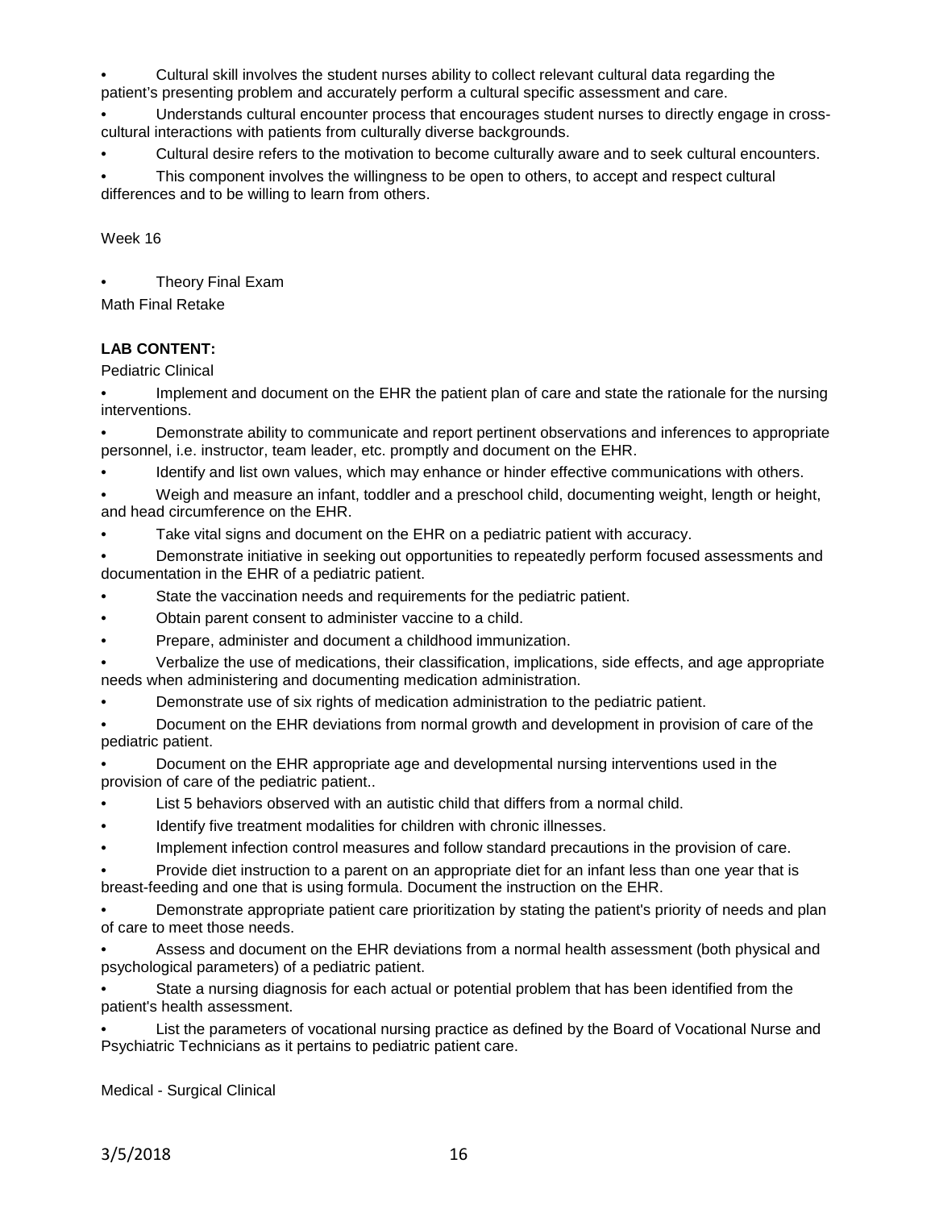- Cultural skill involves the student nurses ability to collect relevant cultural data regarding the patient's presenting problem and accurately perform a cultural specific assessment and care.
- Understands cultural encounter process that encourages student nurses to directly engage in cross-cultural interactions with patients from culturally diverse backgrounds.
- Cultural desire refers to the motivation to become culturally aware and to seek cultural encounters.
- This component involves the willingness to be open to others, to accept and respect cultural differences and to be willing to learn from others.

Week 16

- Theory Final Exam

Math Final Retake

**LAB CONTENT:**

Pediatric Clinical

- Implement and document on the EHR the patient plan of care and state the rationale for the nursing interventions.
- Demonstrate ability to communicate and report pertinent observations and inferences to appropriate personnel, i.e. instructor, team leader, etc. promptly and document on the EHR.
- Identify and list own values, which may enhance or hinder effective communications with others.
- Weigh and measure an infant, toddler and a preschool child, documenting weight, length or height, and head circumference on the EHR.
- Take vital signs and document on the EHR on a pediatric patient with accuracy.
- Demonstrate initiative in seeking out opportunities to repeatedly perform focused assessments and documentation in the EHR of a pediatric patient.
- State the vaccination needs and requirements for the pediatric patient.
- Obtain parent consent to administer vaccine to a child.
- Prepare, administer and document a childhood immunization.
- Verbalize the use of medications, their classification, implications, side effects, and age appropriate needs when administering and documenting medication administration.
- Demonstrate use of six rights of medication administration to the pediatric patient.
- Document on the EHR deviations from normal growth and development in provision of care of the pediatric patient.
- Document on the EHR appropriate age and developmental nursing interventions used in the provision of care of the pediatric patient..
- List 5 behaviors observed with an autistic child that differs from a normal child.
- Identify five treatment modalities for children with chronic illnesses.
- Implement infection control measures and follow standard precautions in the provision of care.
- Provide diet instruction to a parent on an appropriate diet for an infant less than one year that is breast-feeding and one that is using formula. Document the instruction on the EHR.
- Demonstrate appropriate patient care prioritization by stating the patient's priority of needs and plan of care to meet those needs.
- Assess and document on the EHR deviations from a normal health assessment (both physical and psychological parameters) of a pediatric patient.
- State a nursing diagnosis for each actual or potential problem that has been identified from the patient's health assessment.
- List the parameters of vocational nursing practice as defined by the Board of Vocational Nurse and Psychiatric Technicians as it pertains to pediatric patient care.

Medical - Surgical Clinical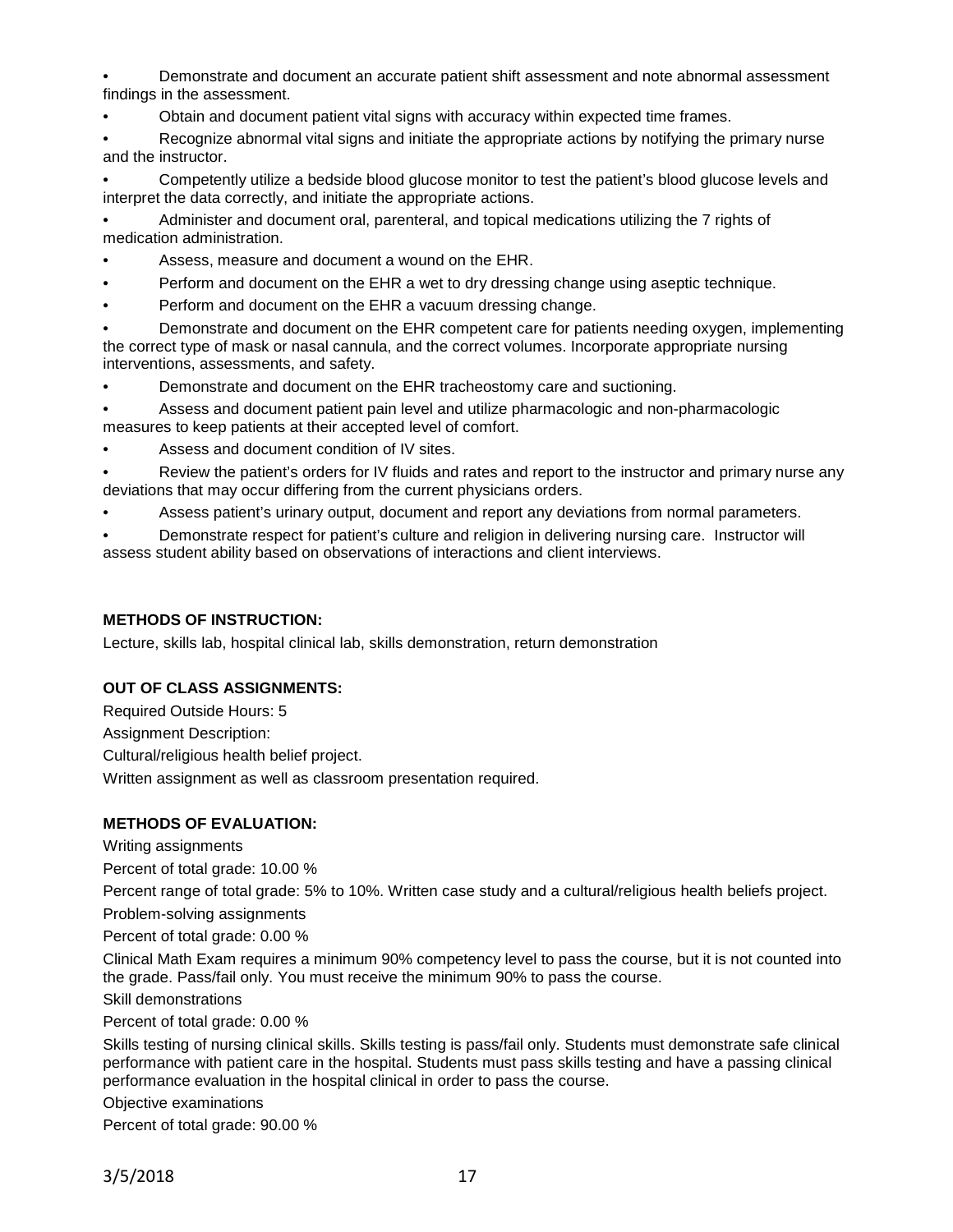- Demonstrate and document an accurate patient shift assessment and note abnormal assessment findings in the assessment.
- Obtain and document patient vital signs with accuracy within expected time frames.
- Recognize abnormal vital signs and initiate the appropriate actions by notifying the primary nurse and the instructor.
- Competently utilize a bedside blood glucose monitor to test the patient's blood glucose levels and interpret the data correctly, and initiate the appropriate actions.
- Administer and document oral, parenteral, and topical medications utilizing the 7 rights of medication administration.
- Assess, measure and document a wound on the EHR.
- Perform and document on the EHR a wet to dry dressing change using aseptic technique.
- Perform and document on the EHR a vacuum dressing change.
- Demonstrate and document on the EHR competent care for patients needing oxygen, implementing the correct type of mask or nasal cannula, and the correct volumes. Incorporate appropriate nursing interventions, assessments, and safety.
- Demonstrate and document on the EHR tracheostomy care and suctioning.
- Assess and document patient pain level and utilize pharmacologic and non-pharmacologic measures to keep patients at their accepted level of comfort.
- Assess and document condition of IV sites.
- Review the patient's orders for IV fluids and rates and report to the instructor and primary nurse any deviations that may occur differing from the current physicians orders.
- Assess patient's urinary output, document and report any deviations from normal parameters.
- Demonstrate respect for patient's culture and religion in delivering nursing care. Instructor will assess student ability based on observations of interactions and client interviews.

**METHODS OF INSTRUCTION:**

Lecture, skills lab, hospital clinical lab, skills demonstration, return demonstration

**OUT OF CLASS ASSIGNMENTS:**

Required Outside Hours: 5

Assignment Description:

Cultural/religious health belief project.

Written assignment as well as classroom presentation required.

**METHODS OF EVALUATION:**

Writing assignments

Percent of total grade: 10.00 %

Percent range of total grade: 5% to 10%. Written case study and a cultural/religious health beliefs project.

Problem-solving assignments

Percent of total grade: 0.00 %

Clinical Math Exam requires a minimum 90% competency level to pass the course, but it is not counted into the grade. Pass/fail only. You must receive the minimum 90% to pass the course.

Skill demonstrations

Percent of total grade: 0.00 %

Skills testing of nursing clinical skills. Skills testing is pass/fail only. Students must demonstrate safe clinical performance with patient care in the hospital. Students must pass skills testing and have a passing clinical performance evaluation in the hospital clinical in order to pass the course.

Objective examinations

Percent of total grade: 90.00 %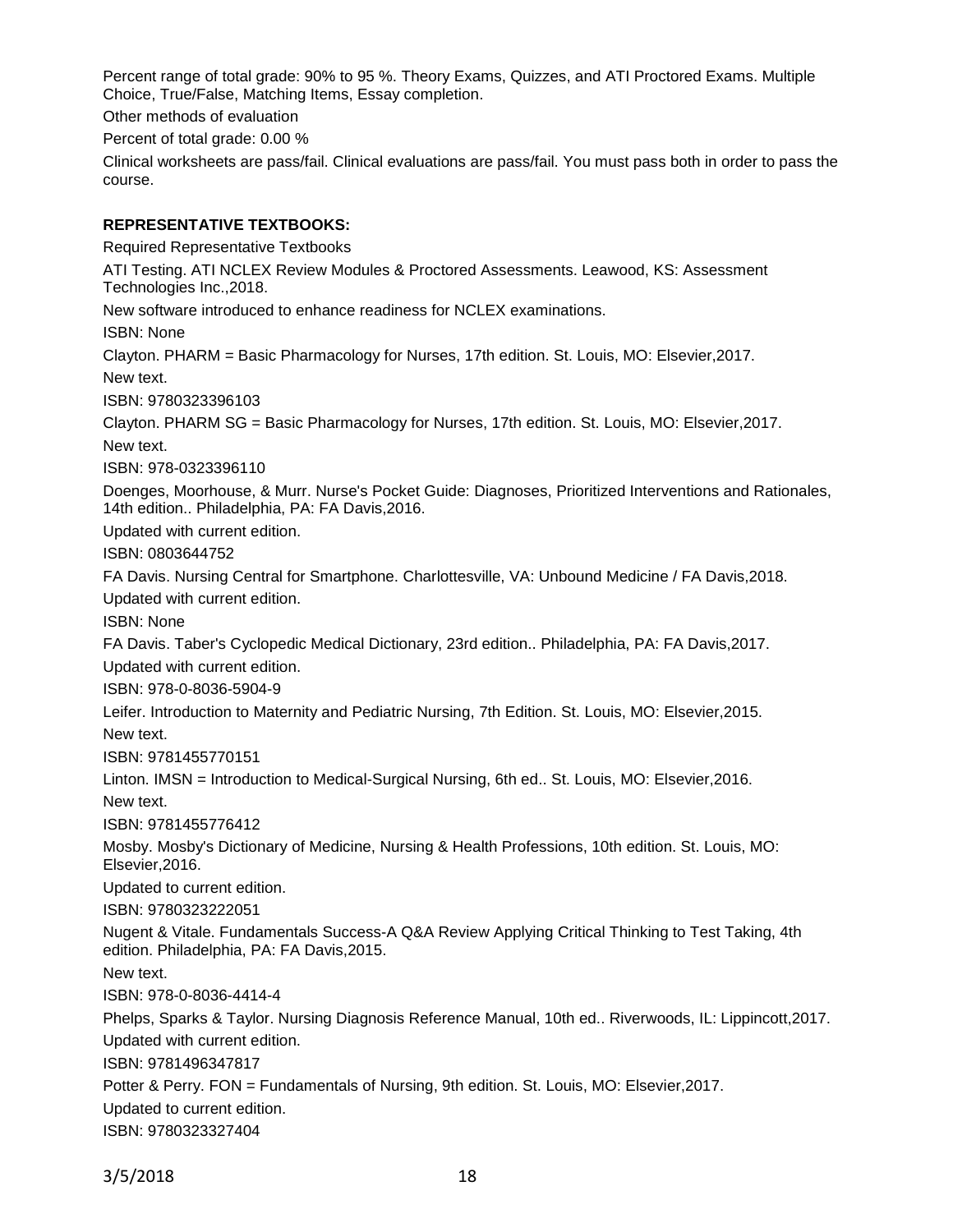Percent range of total grade: 90% to 95 %. Theory Exams, Quizzes, and ATI Proctored Exams. Multiple Choice, True/False, Matching Items, Essay completion.

Other methods of evaluation

Percent of total grade: 0.00 %

Clinical worksheets are pass/fail. Clinical evaluations are pass/fail. You must pass both in order to pass the course.

**REPRESENTATIVE TEXTBOOKS:**

Required Representative Textbooks

ATI Testing. ATI NCLEX Review Modules & Proctored Assessments. Leawood, KS: Assessment Technologies Inc.,2018.

New software introduced to enhance readiness for NCLEX examinations.

ISBN: None

Clayton. PHARM = Basic Pharmacology for Nurses, 17th edition. St. Louis, MO: Elsevier,2017.

New text.

ISBN: 9780323396103

Clayton. PHARM SG = Basic Pharmacology for Nurses, 17th edition. St. Louis, MO: Elsevier,2017.

New text.

ISBN: 978-0323396110

Doenges, Moorhouse, & Murr. Nurse's Pocket Guide: Diagnoses, Prioritized Interventions and Rationales, 14th edition.. Philadelphia, PA: FA Davis,2016.

Updated with current edition.

ISBN: 0803644752

FA Davis. Nursing Central for Smartphone. Charlottesville, VA: Unbound Medicine / FA Davis,2018.

Updated with current edition.

ISBN: None

FA Davis. Taber's Cyclopedic Medical Dictionary, 23rd edition.. Philadelphia, PA: FA Davis,2017.

Updated with current edition.

ISBN: 978-0-8036-5904-9

Leifer. Introduction to Maternity and Pediatric Nursing, 7th Edition. St. Louis, MO: Elsevier,2015.

New text.

ISBN: 9781455770151

Linton. IMSN = Introduction to Medical-Surgical Nursing, 6th ed.. St. Louis, MO: Elsevier,2016.

New text.

ISBN: 9781455776412

Mosby. Mosby's Dictionary of Medicine, Nursing & Health Professions, 10th edition. St. Louis, MO: Elsevier,2016.

Updated to current edition.

ISBN: 9780323222051

Nugent & Vitale. Fundamentals Success-A Q&A Review Applying Critical Thinking to Test Taking, 4th edition. Philadelphia, PA: FA Davis,2015.

New text.

ISBN: 978-0-8036-4414-4

Phelps, Sparks & Taylor. Nursing Diagnosis Reference Manual, 10th ed.. Riverwoods, IL: Lippincott,2017.

Updated with current edition.

ISBN: 9781496347817

Potter & Perry. FON = Fundamentals of Nursing, 9th edition. St. Louis, MO: Elsevier,2017.

Updated to current edition.

ISBN: 9780323327404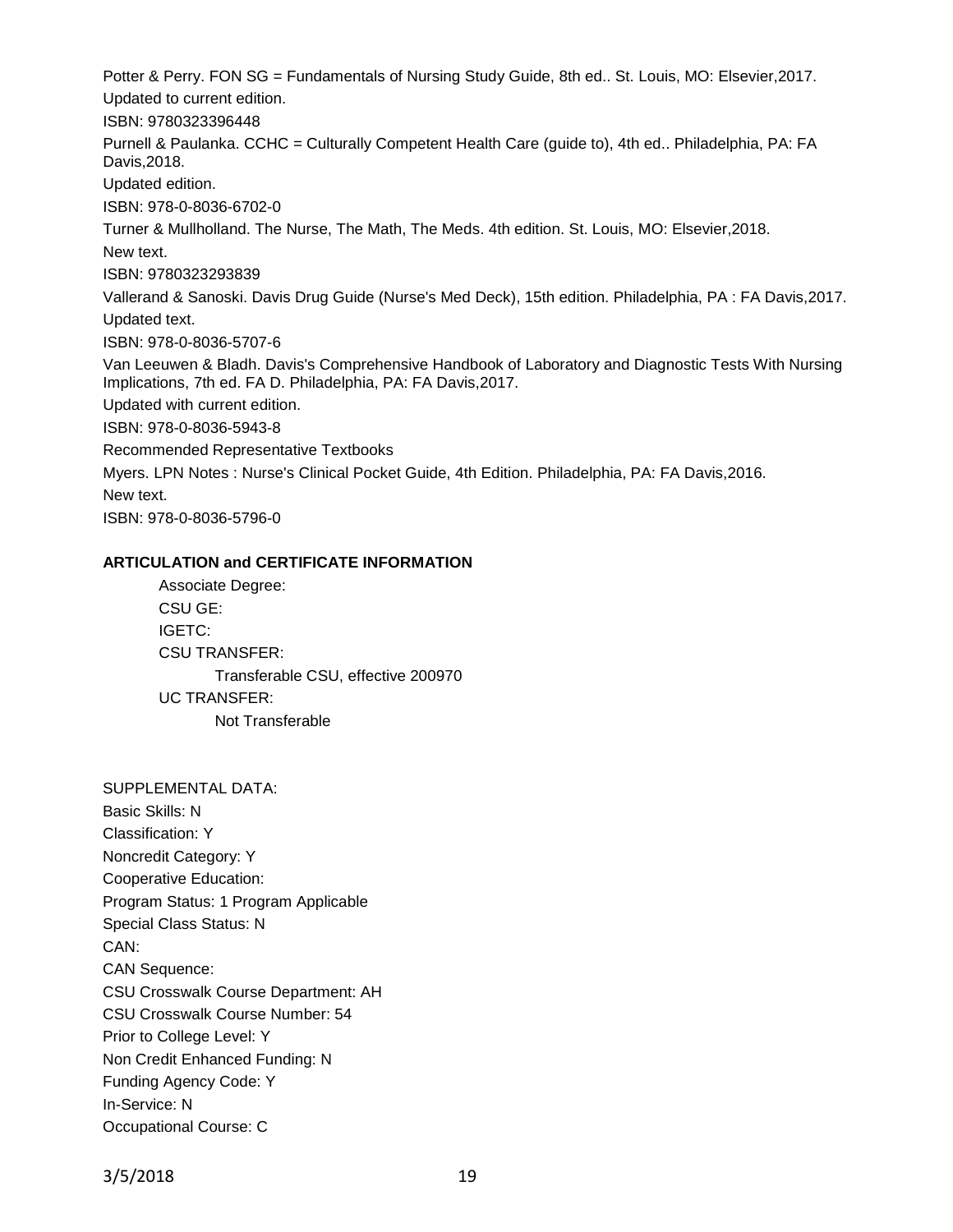Potter & Perry. FON SG = Fundamentals of Nursing Study Guide, 8th ed.. St. Louis, MO: Elsevier,2017.

Updated to current edition.

ISBN: 9780323396448

Purnell & Paulanka. CCHC = Culturally Competent Health Care (guide to), 4th ed.. Philadelphia, PA: FA Davis,2018.

Updated edition.

ISBN: 978-0-8036-6702-0

Turner & Mullholland. The Nurse, The Math, The Meds. 4th edition. St. Louis, MO: Elsevier,2018.

New text.

ISBN: 9780323293839

Vallerand & Sanoski. Davis Drug Guide (Nurse's Med Deck), 15th edition. Philadelphia, PA : FA Davis,2017.

Updated text.

ISBN: 978-0-8036-5707-6

Van Leeuwen & Bladh. Davis's Comprehensive Handbook of Laboratory and Diagnostic Tests With Nursing Implications, 7th ed. FA D. Philadelphia, PA: FA Davis,2017.

Updated with current edition.

ISBN: 978-0-8036-5943-8

Recommended Representative Textbooks

Myers. LPN Notes : Nurse's Clinical Pocket Guide, 4th Edition. Philadelphia, PA: FA Davis,2016.

New text.

ISBN: 978-0-8036-5796-0

**ARTICULATION and CERTIFICATE INFORMATION**

Associate Degree:
CSU GE:
IGETC:
CSU TRANSFER:
  Transferable CSU, effective 200970
UC TRANSFER:
  Not Transferable

SUPPLEMENTAL DATA:
Basic Skills: N
Classification: Y
Noncredit Category: Y
Cooperative Education:
Program Status: 1 Program Applicable
Special Class Status: N
CAN:
CAN Sequence:
CSU Crosswalk Course Department: AH
CSU Crosswalk Course Number: 54
Prior to College Level: Y
Non Credit Enhanced Funding: N
Funding Agency Code: Y
In-Service: N
Occupational Course: C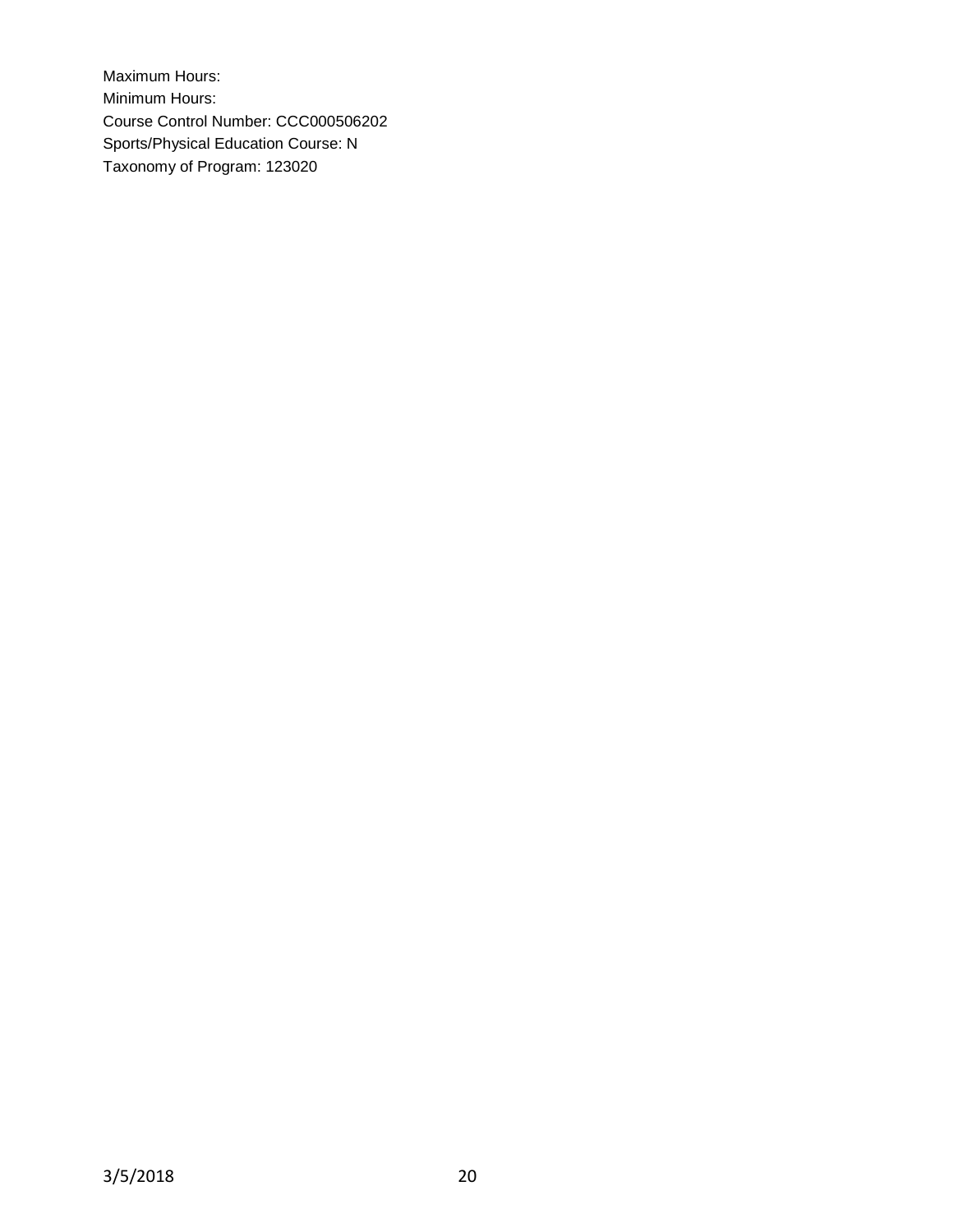Maximum Hours:
Minimum Hours:
Course Control Number: CCC000506202
Sports/Physical Education Course: N
Taxonomy of Program: 123020